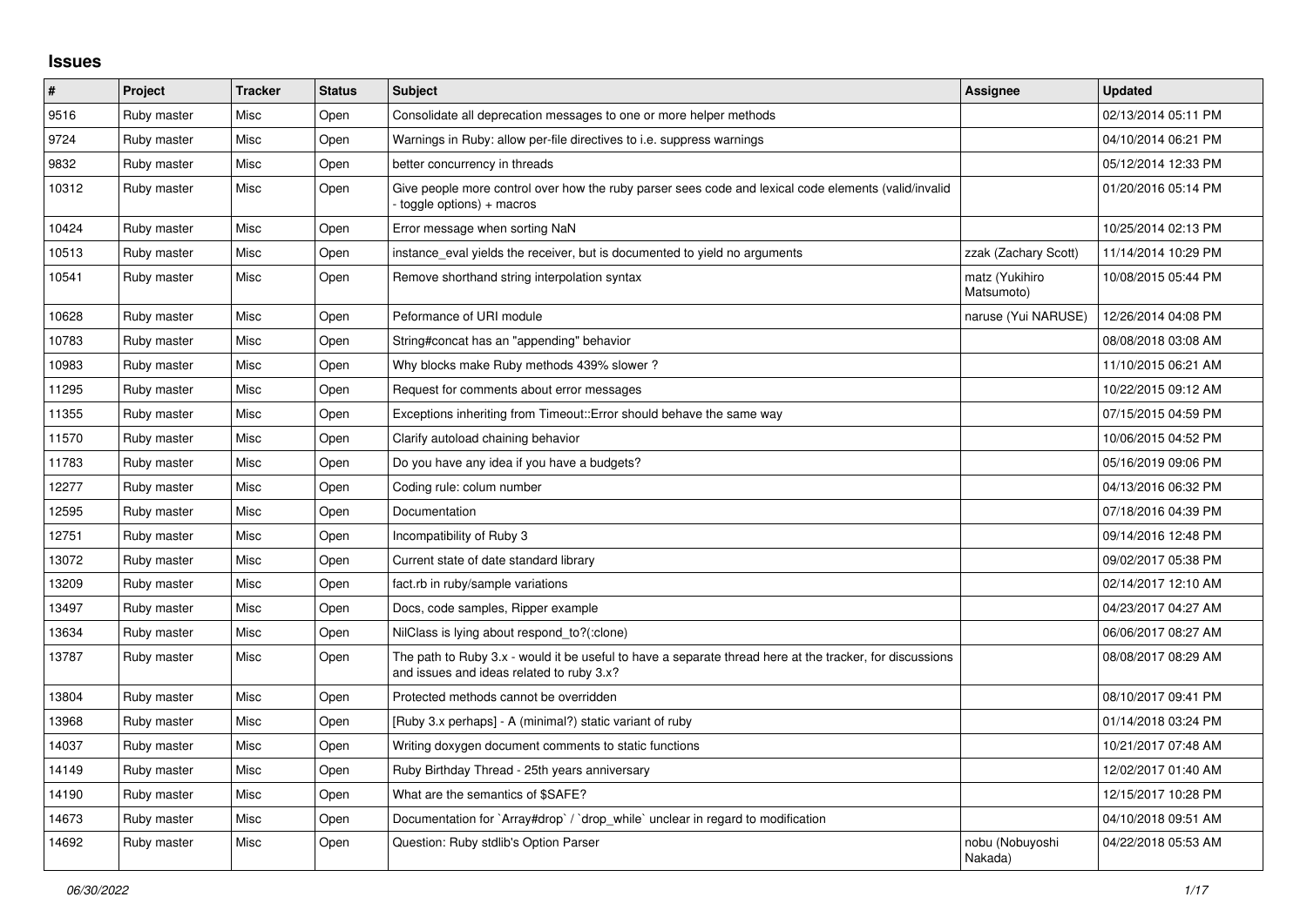# Issues

| # | Project | Tracker | Status | Subject | Assignee | Updated |
|---|---|---|---|---|---|---|
| 9516 | Ruby master | Misc | Open | Consolidate all deprecation messages to one or more helper methods | | 02/13/2014 05:11 PM |
| 9724 | Ruby master | Misc | Open | Warnings in Ruby: allow per-file directives to i.e. suppress warnings | | 04/10/2014 06:21 PM |
| 9832 | Ruby master | Misc | Open | better concurrency in threads | | 05/12/2014 12:33 PM |
| 10312 | Ruby master | Misc | Open | Give people more control over how the ruby parser sees code and lexical code elements (valid/invalid - toggle options) + macros | | 01/20/2016 05:14 PM |
| 10424 | Ruby master | Misc | Open | Error message when sorting NaN | | 10/25/2014 02:13 PM |
| 10513 | Ruby master | Misc | Open | instance_eval yields the receiver, but is documented to yield no arguments | zzak (Zachary Scott) | 11/14/2014 10:29 PM |
| 10541 | Ruby master | Misc | Open | Remove shorthand string interpolation syntax | matz (Yukihiro Matsumoto) | 10/08/2015 05:44 PM |
| 10628 | Ruby master | Misc | Open | Peformance of URI module | naruse (Yui NARUSE) | 12/26/2014 04:08 PM |
| 10783 | Ruby master | Misc | Open | String#concat has an "appending" behavior | | 08/08/2018 03:08 AM |
| 10983 | Ruby master | Misc | Open | Why blocks make Ruby methods 439% slower ? | | 11/10/2015 06:21 AM |
| 11295 | Ruby master | Misc | Open | Request for comments about error messages | | 10/22/2015 09:12 AM |
| 11355 | Ruby master | Misc | Open | Exceptions inheriting from Timeout::Error should behave the same way | | 07/15/2015 04:59 PM |
| 11570 | Ruby master | Misc | Open | Clarify autoload chaining behavior | | 10/06/2015 04:52 PM |
| 11783 | Ruby master | Misc | Open | Do you have any idea if you have a budgets? | | 05/16/2019 09:06 PM |
| 12277 | Ruby master | Misc | Open | Coding rule: colum number | | 04/13/2016 06:32 PM |
| 12595 | Ruby master | Misc | Open | Documentation | | 07/18/2016 04:39 PM |
| 12751 | Ruby master | Misc | Open | Incompatibility of Ruby 3 | | 09/14/2016 12:48 PM |
| 13072 | Ruby master | Misc | Open | Current state of date standard library | | 09/02/2017 05:38 PM |
| 13209 | Ruby master | Misc | Open | fact.rb in ruby/sample variations | | 02/14/2017 12:10 AM |
| 13497 | Ruby master | Misc | Open | Docs, code samples, Ripper example | | 04/23/2017 04:27 AM |
| 13634 | Ruby master | Misc | Open | NilClass is lying about respond_to?(:clone) | | 06/06/2017 08:27 AM |
| 13787 | Ruby master | Misc | Open | The path to Ruby 3.x - would it be useful to have a separate thread here at the tracker, for discussions and issues and ideas related to ruby 3.x? | | 08/08/2017 08:29 AM |
| 13804 | Ruby master | Misc | Open | Protected methods cannot be overridden | | 08/10/2017 09:41 PM |
| 13968 | Ruby master | Misc | Open | [Ruby 3.x perhaps] - A (minimal?) static variant of ruby | | 01/14/2018 03:24 PM |
| 14037 | Ruby master | Misc | Open | Writing doxygen document comments to static functions | | 10/21/2017 07:48 AM |
| 14149 | Ruby master | Misc | Open | Ruby Birthday Thread - 25th years anniversary | | 12/02/2017 01:40 AM |
| 14190 | Ruby master | Misc | Open | What are the semantics of $SAFE? | | 12/15/2017 10:28 PM |
| 14673 | Ruby master | Misc | Open | Documentation for `Array#drop` / `drop_while` unclear in regard to modification | | 04/10/2018 09:51 AM |
| 14692 | Ruby master | Misc | Open | Question: Ruby stdlib's Option Parser | nobu (Nobuyoshi Nakada) | 04/22/2018 05:53 AM |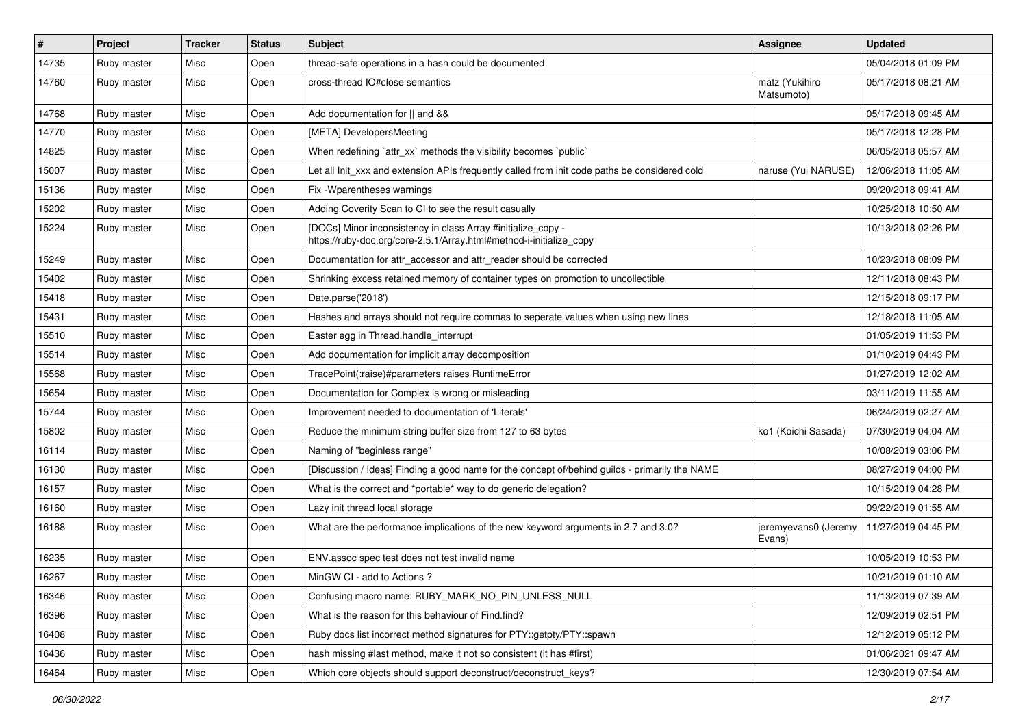| # | Project | Tracker | Status | Subject | Assignee | Updated |
|---|---|---|---|---|---|---|
| 14735 | Ruby master | Misc | Open | thread-safe operations in a hash could be documented | | 05/04/2018 01:09 PM |
| 14760 | Ruby master | Misc | Open | cross-thread IO#close semantics | matz (Yukihiro Matsumoto) | 05/17/2018 08:21 AM |
| 14768 | Ruby master | Misc | Open | Add documentation for \|\| and && | | 05/17/2018 09:45 AM |
| 14770 | Ruby master | Misc | Open | [META] DevelopersMeeting | | 05/17/2018 12:28 PM |
| 14825 | Ruby master | Misc | Open | When redefining `attr_xx` methods the visibility becomes `public` | | 06/05/2018 05:57 AM |
| 15007 | Ruby master | Misc | Open | Let all Init_xxx and extension APIs frequently called from init code paths be considered cold | naruse (Yui NARUSE) | 12/06/2018 11:05 AM |
| 15136 | Ruby master | Misc | Open | Fix -Wparentheses warnings | | 09/20/2018 09:41 AM |
| 15202 | Ruby master | Misc | Open | Adding Coverity Scan to CI to see the result casually | | 10/25/2018 10:50 AM |
| 15224 | Ruby master | Misc | Open | [DOCs] Minor inconsistency in class Array #initialize_copy - https://ruby-doc.org/core-2.5.1/Array.html#method-i-initialize_copy | | 10/13/2018 02:26 PM |
| 15249 | Ruby master | Misc | Open | Documentation for attr_accessor and attr_reader should be corrected | | 10/23/2018 08:09 PM |
| 15402 | Ruby master | Misc | Open | Shrinking excess retained memory of container types on promotion to uncollectible | | 12/11/2018 08:43 PM |
| 15418 | Ruby master | Misc | Open | Date.parse('2018') | | 12/15/2018 09:17 PM |
| 15431 | Ruby master | Misc | Open | Hashes and arrays should not require commas to seperate values when using new lines | | 12/18/2018 11:05 AM |
| 15510 | Ruby master | Misc | Open | Easter egg in Thread.handle_interrupt | | 01/05/2019 11:53 PM |
| 15514 | Ruby master | Misc | Open | Add documentation for implicit array decomposition | | 01/10/2019 04:43 PM |
| 15568 | Ruby master | Misc | Open | TracePoint(:raise)#parameters raises RuntimeError | | 01/27/2019 12:02 AM |
| 15654 | Ruby master | Misc | Open | Documentation for Complex is wrong or misleading | | 03/11/2019 11:55 AM |
| 15744 | Ruby master | Misc | Open | Improvement needed to documentation of 'Literals' | | 06/24/2019 02:27 AM |
| 15802 | Ruby master | Misc | Open | Reduce the minimum string buffer size from 127 to 63 bytes | ko1 (Koichi Sasada) | 07/30/2019 04:04 AM |
| 16114 | Ruby master | Misc | Open | Naming of "beginless range" | | 10/08/2019 03:06 PM |
| 16130 | Ruby master | Misc | Open | [Discussion / Ideas] Finding a good name for the concept of/behind guilds - primarily the NAME | | 08/27/2019 04:00 PM |
| 16157 | Ruby master | Misc | Open | What is the correct and *portable* way to do generic delegation? | | 10/15/2019 04:28 PM |
| 16160 | Ruby master | Misc | Open | Lazy init thread local storage | | 09/22/2019 01:55 AM |
| 16188 | Ruby master | Misc | Open | What are the performance implications of the new keyword arguments in 2.7 and 3.0? | jeremyevans0 (Jeremy Evans) | 11/27/2019 04:45 PM |
| 16235 | Ruby master | Misc | Open | ENV.assoc spec test does not test invalid name | | 10/05/2019 10:53 PM |
| 16267 | Ruby master | Misc | Open | MinGW CI - add to Actions ? | | 10/21/2019 01:10 AM |
| 16346 | Ruby master | Misc | Open | Confusing macro name: RUBY_MARK_NO_PIN_UNLESS_NULL | | 11/13/2019 07:39 AM |
| 16396 | Ruby master | Misc | Open | What is the reason for this behaviour of Find.find? | | 12/09/2019 02:51 PM |
| 16408 | Ruby master | Misc | Open | Ruby docs list incorrect method signatures for PTY::getpty/PTY::spawn | | 12/12/2019 05:12 PM |
| 16436 | Ruby master | Misc | Open | hash missing #last method, make it not so consistent (it has #first) | | 01/06/2021 09:47 AM |
| 16464 | Ruby master | Misc | Open | Which core objects should support deconstruct/deconstruct_keys? | | 12/30/2019 07:54 AM |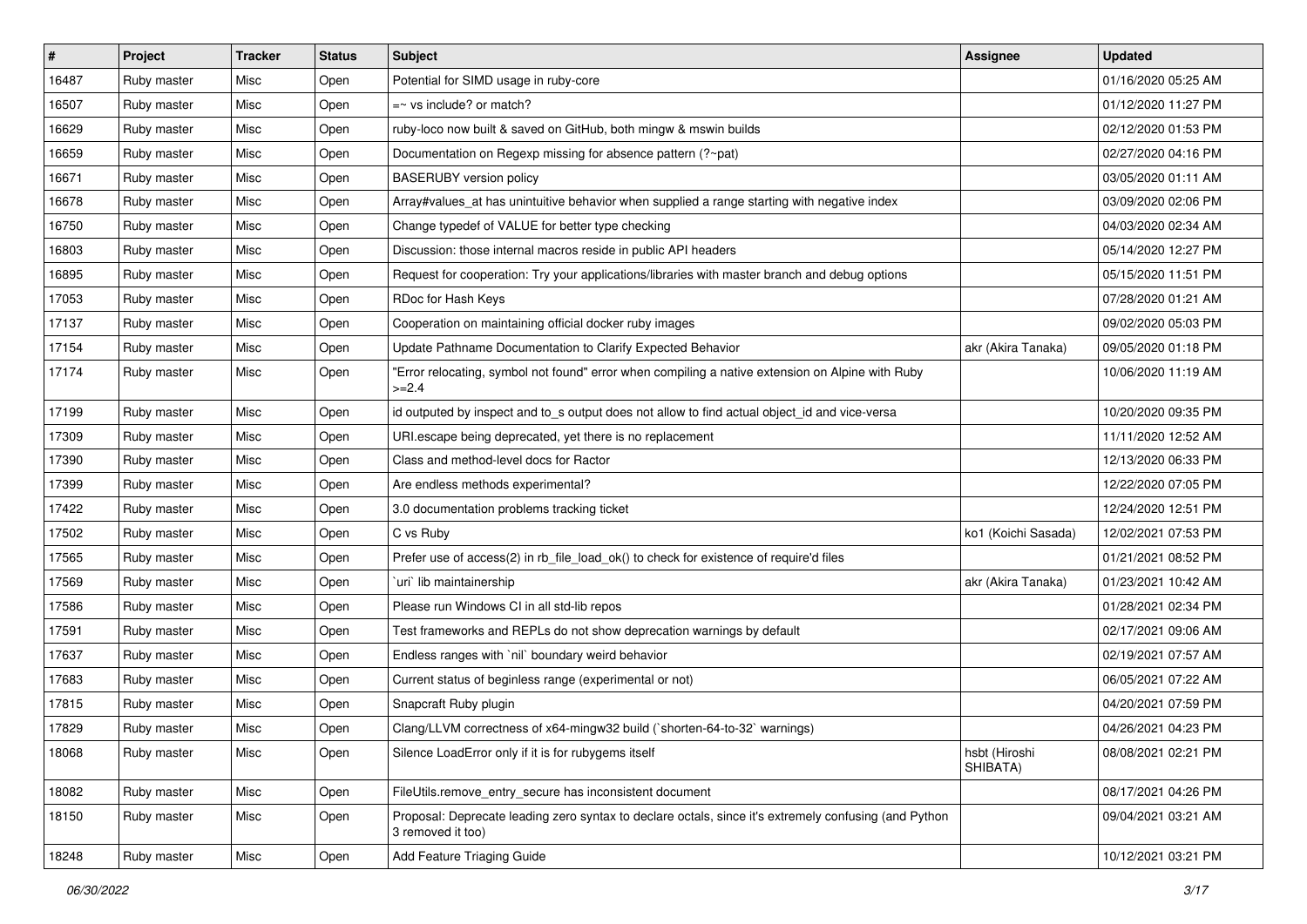| # | Project | Tracker | Status | Subject | Assignee | Updated |
|---|---|---|---|---|---|---|
| 16487 | Ruby master | Misc | Open | Potential for SIMD usage in ruby-core | | 01/16/2020 05:25 AM |
| 16507 | Ruby master | Misc | Open | =~ vs include? or match? | | 01/12/2020 11:27 PM |
| 16629 | Ruby master | Misc | Open | ruby-loco now built & saved on GitHub, both mingw & mswin builds | | 02/12/2020 01:53 PM |
| 16659 | Ruby master | Misc | Open | Documentation on Regexp missing for absence pattern (?~pat) | | 02/27/2020 04:16 PM |
| 16671 | Ruby master | Misc | Open | BASERUBY version policy | | 03/05/2020 01:11 AM |
| 16678 | Ruby master | Misc | Open | Array#values_at has unintuitive behavior when supplied a range starting with negative index | | 03/09/2020 02:06 PM |
| 16750 | Ruby master | Misc | Open | Change typedef of VALUE for better type checking | | 04/03/2020 02:34 AM |
| 16803 | Ruby master | Misc | Open | Discussion: those internal macros reside in public API headers | | 05/14/2020 12:27 PM |
| 16895 | Ruby master | Misc | Open | Request for cooperation: Try your applications/libraries with master branch and debug options | | 05/15/2020 11:51 PM |
| 17053 | Ruby master | Misc | Open | RDoc for Hash Keys | | 07/28/2020 01:21 AM |
| 17137 | Ruby master | Misc | Open | Cooperation on maintaining official docker ruby images | | 09/02/2020 05:03 PM |
| 17154 | Ruby master | Misc | Open | Update Pathname Documentation to Clarify Expected Behavior | akr (Akira Tanaka) | 09/05/2020 01:18 PM |
| 17174 | Ruby master | Misc | Open | "Error relocating, symbol not found" error when compiling a native extension on Alpine with Ruby >=2.4 | | 10/06/2020 11:19 AM |
| 17199 | Ruby master | Misc | Open | id outputed by inspect and to_s output does not allow to find actual object_id and vice-versa | | 10/20/2020 09:35 PM |
| 17309 | Ruby master | Misc | Open | URI.escape being deprecated, yet there is no replacement | | 11/11/2020 12:52 AM |
| 17390 | Ruby master | Misc | Open | Class and method-level docs for Ractor | | 12/13/2020 06:33 PM |
| 17399 | Ruby master | Misc | Open | Are endless methods experimental? | | 12/22/2020 07:05 PM |
| 17422 | Ruby master | Misc | Open | 3.0 documentation problems tracking ticket | | 12/24/2020 12:51 PM |
| 17502 | Ruby master | Misc | Open | C vs Ruby | ko1 (Koichi Sasada) | 12/02/2021 07:53 PM |
| 17565 | Ruby master | Misc | Open | Prefer use of access(2) in rb_file_load_ok() to check for existence of require'd files | | 01/21/2021 08:52 PM |
| 17569 | Ruby master | Misc | Open | `uri` lib maintainership | akr (Akira Tanaka) | 01/23/2021 10:42 AM |
| 17586 | Ruby master | Misc | Open | Please run Windows CI in all std-lib repos | | 01/28/2021 02:34 PM |
| 17591 | Ruby master | Misc | Open | Test frameworks and REPLs do not show deprecation warnings by default | | 02/17/2021 09:06 AM |
| 17637 | Ruby master | Misc | Open | Endless ranges with `nil` boundary weird behavior | | 02/19/2021 07:57 AM |
| 17683 | Ruby master | Misc | Open | Current status of beginless range (experimental or not) | | 06/05/2021 07:22 AM |
| 17815 | Ruby master | Misc | Open | Snapcraft Ruby plugin | | 04/20/2021 07:59 PM |
| 17829 | Ruby master | Misc | Open | Clang/LLVM correctness of x64-mingw32 build (`shorten-64-to-32` warnings) | | 04/26/2021 04:23 PM |
| 18068 | Ruby master | Misc | Open | Silence LoadError only if it is for rubygems itself | hsbt (Hiroshi SHIBATA) | 08/08/2021 02:21 PM |
| 18082 | Ruby master | Misc | Open | FileUtils.remove_entry_secure has inconsistent document | | 08/17/2021 04:26 PM |
| 18150 | Ruby master | Misc | Open | Proposal: Deprecate leading zero syntax to declare octals, since it's extremely confusing (and Python 3 removed it too) | | 09/04/2021 03:21 AM |
| 18248 | Ruby master | Misc | Open | Add Feature Triaging Guide | | 10/12/2021 03:21 PM |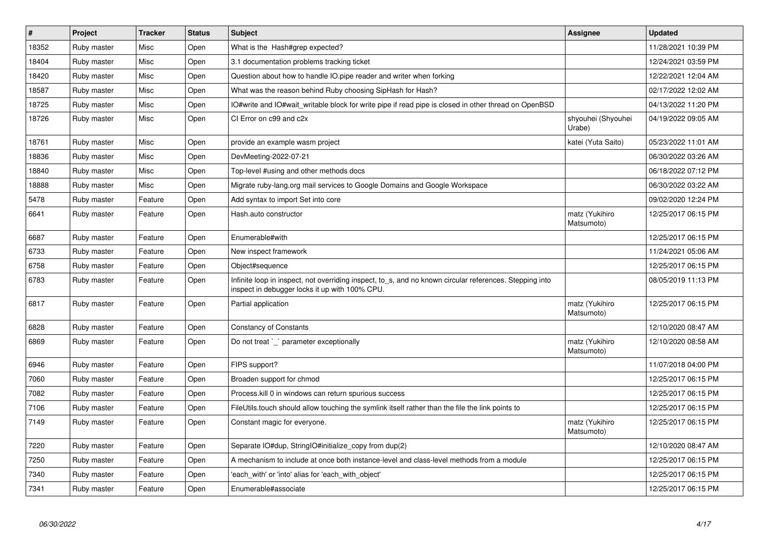| # | Project | Tracker | Status | Subject | Assignee | Updated |
|---|---|---|---|---|---|---|
| 18352 | Ruby master | Misc | Open | What is the  Hash#grep expected? | | 11/28/2021 10:39 PM |
| 18404 | Ruby master | Misc | Open | 3.1 documentation problems tracking ticket | | 12/24/2021 03:59 PM |
| 18420 | Ruby master | Misc | Open | Question about how to handle IO.pipe reader and writer when forking | | 12/22/2021 12:04 AM |
| 18587 | Ruby master | Misc | Open | What was the reason behind Ruby choosing SipHash for Hash? | | 02/17/2022 12:02 AM |
| 18725 | Ruby master | Misc | Open | IO#write and IO#wait_writable block for write pipe if read pipe is closed in other thread on OpenBSD | | 04/13/2022 11:20 PM |
| 18726 | Ruby master | Misc | Open | CI Error on c99 and c2x | shyouhei (Shyouhei Urabe) | 04/19/2022 09:05 AM |
| 18761 | Ruby master | Misc | Open | provide an example wasm project | katei (Yuta Saito) | 05/23/2022 11:01 AM |
| 18836 | Ruby master | Misc | Open | DevMeeting-2022-07-21 | | 06/30/2022 03:26 AM |
| 18840 | Ruby master | Misc | Open | Top-level #using and other methods docs | | 06/18/2022 07:12 PM |
| 18888 | Ruby master | Misc | Open | Migrate ruby-lang.org mail services to Google Domains and Google Workspace | | 06/30/2022 03:22 AM |
| 5478 | Ruby master | Feature | Open | Add syntax to import Set into core | | 09/02/2020 12:24 PM |
| 6641 | Ruby master | Feature | Open | Hash.auto constructor | matz (Yukihiro Matsumoto) | 12/25/2017 06:15 PM |
| 6687 | Ruby master | Feature | Open | Enumerable#with | | 12/25/2017 06:15 PM |
| 6733 | Ruby master | Feature | Open | New inspect framework | | 11/24/2021 05:06 AM |
| 6758 | Ruby master | Feature | Open | Object#sequence | | 12/25/2017 06:15 PM |
| 6783 | Ruby master | Feature | Open | Infinite loop in inspect, not overriding inspect, to_s, and no known circular references. Stepping into inspect in debugger locks it up with 100% CPU. | | 08/05/2019 11:13 PM |
| 6817 | Ruby master | Feature | Open | Partial application | matz (Yukihiro Matsumoto) | 12/25/2017 06:15 PM |
| 6828 | Ruby master | Feature | Open | Constancy of Constants | | 12/10/2020 08:47 AM |
| 6869 | Ruby master | Feature | Open | Do not treat `_` parameter exceptionally | matz (Yukihiro Matsumoto) | 12/10/2020 08:58 AM |
| 6946 | Ruby master | Feature | Open | FIPS support? | | 11/07/2018 04:00 PM |
| 7060 | Ruby master | Feature | Open | Broaden support for chmod | | 12/25/2017 06:15 PM |
| 7082 | Ruby master | Feature | Open | Process.kill 0 in windows can return spurious success | | 12/25/2017 06:15 PM |
| 7106 | Ruby master | Feature | Open | FileUtils.touch should allow touching the symlink itself rather than the file the link points to | | 12/25/2017 06:15 PM |
| 7149 | Ruby master | Feature | Open | Constant magic for everyone. | matz (Yukihiro Matsumoto) | 12/25/2017 06:15 PM |
| 7220 | Ruby master | Feature | Open | Separate IO#dup, StringIO#initialize_copy from dup(2) | | 12/10/2020 08:47 AM |
| 7250 | Ruby master | Feature | Open | A mechanism to include at once both instance-level and class-level methods from a module | | 12/25/2017 06:15 PM |
| 7340 | Ruby master | Feature | Open | 'each_with' or 'into' alias for 'each_with_object' | | 12/25/2017 06:15 PM |
| 7341 | Ruby master | Feature | Open | Enumerable#associate | | 12/25/2017 06:15 PM |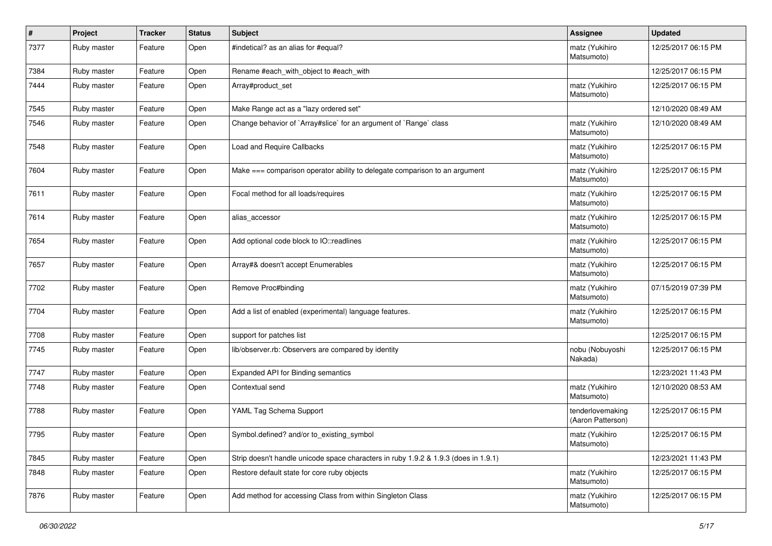| # | Project | Tracker | Status | Subject | Assignee | Updated |
|---|---|---|---|---|---|---|
| 7377 | Ruby master | Feature | Open | #indetical? as an alias for #equal? | matz (Yukihiro Matsumoto) | 12/25/2017 06:15 PM |
| 7384 | Ruby master | Feature | Open | Rename #each_with_object to #each_with | | 12/25/2017 06:15 PM |
| 7444 | Ruby master | Feature | Open | Array#product_set | matz (Yukihiro Matsumoto) | 12/25/2017 06:15 PM |
| 7545 | Ruby master | Feature | Open | Make Range act as a "lazy ordered set" | | 12/10/2020 08:49 AM |
| 7546 | Ruby master | Feature | Open | Change behavior of `Array#slice` for an argument of `Range` class | matz (Yukihiro Matsumoto) | 12/10/2020 08:49 AM |
| 7548 | Ruby master | Feature | Open | Load and Require Callbacks | matz (Yukihiro Matsumoto) | 12/25/2017 06:15 PM |
| 7604 | Ruby master | Feature | Open | Make === comparison operator ability to delegate comparison to an argument | matz (Yukihiro Matsumoto) | 12/25/2017 06:15 PM |
| 7611 | Ruby master | Feature | Open | Focal method for all loads/requires | matz (Yukihiro Matsumoto) | 12/25/2017 06:15 PM |
| 7614 | Ruby master | Feature | Open | alias_accessor | matz (Yukihiro Matsumoto) | 12/25/2017 06:15 PM |
| 7654 | Ruby master | Feature | Open | Add optional code block to IO::readlines | matz (Yukihiro Matsumoto) | 12/25/2017 06:15 PM |
| 7657 | Ruby master | Feature | Open | Array#& doesn't accept Enumerables | matz (Yukihiro Matsumoto) | 12/25/2017 06:15 PM |
| 7702 | Ruby master | Feature | Open | Remove Proc#binding | matz (Yukihiro Matsumoto) | 07/15/2019 07:39 PM |
| 7704 | Ruby master | Feature | Open | Add a list of enabled (experimental) language features. | matz (Yukihiro Matsumoto) | 12/25/2017 06:15 PM |
| 7708 | Ruby master | Feature | Open | support for patches list | | 12/25/2017 06:15 PM |
| 7745 | Ruby master | Feature | Open | lib/observer.rb: Observers are compared by identity | nobu (Nobuyoshi Nakada) | 12/25/2017 06:15 PM |
| 7747 | Ruby master | Feature | Open | Expanded API for Binding semantics | | 12/23/2021 11:43 PM |
| 7748 | Ruby master | Feature | Open | Contextual send | matz (Yukihiro Matsumoto) | 12/10/2020 08:53 AM |
| 7788 | Ruby master | Feature | Open | YAML Tag Schema Support | tenderlovemaking (Aaron Patterson) | 12/25/2017 06:15 PM |
| 7795 | Ruby master | Feature | Open | Symbol.defined? and/or to_existing_symbol | matz (Yukihiro Matsumoto) | 12/25/2017 06:15 PM |
| 7845 | Ruby master | Feature | Open | Strip doesn't handle unicode space characters in ruby 1.9.2 & 1.9.3 (does in 1.9.1) | | 12/23/2021 11:43 PM |
| 7848 | Ruby master | Feature | Open | Restore default state for core ruby objects | matz (Yukihiro Matsumoto) | 12/25/2017 06:15 PM |
| 7876 | Ruby master | Feature | Open | Add method for accessing Class from within Singleton Class | matz (Yukihiro Matsumoto) | 12/25/2017 06:15 PM |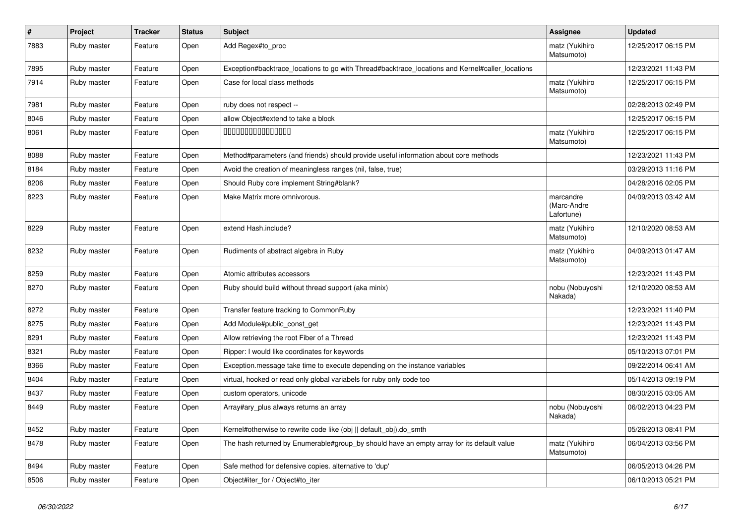| # | Project | Tracker | Status | Subject | Assignee | Updated |
|---|---|---|---|---|---|---|
| 7883 | Ruby master | Feature | Open | Add Regex#to_proc | matz (Yukihiro Matsumoto) | 12/25/2017 06:15 PM |
| 7895 | Ruby master | Feature | Open | Exception#backtrace_locations to go with Thread#backtrace_locations and Kernel#caller_locations | | 12/23/2021 11:43 PM |
| 7914 | Ruby master | Feature | Open | Case for local class methods | matz (Yukihiro Matsumoto) | 12/25/2017 06:15 PM |
| 7981 | Ruby master | Feature | Open | ruby does not respect -- | | 02/28/2013 02:49 PM |
| 8046 | Ruby master | Feature | Open | allow Object#extend to take a block | | 12/25/2017 06:15 PM |
| 8061 | Ruby master | Feature | Open | 0000000000000000 | matz (Yukihiro Matsumoto) | 12/25/2017 06:15 PM |
| 8088 | Ruby master | Feature | Open | Method#parameters (and friends) should provide useful information about core methods | | 12/23/2021 11:43 PM |
| 8184 | Ruby master | Feature | Open | Avoid the creation of meaningless ranges (nil, false, true) | | 03/29/2013 11:16 PM |
| 8206 | Ruby master | Feature | Open | Should Ruby core implement String#blank? | | 04/28/2016 02:05 PM |
| 8223 | Ruby master | Feature | Open | Make Matrix more omnivorous. | marcandre (Marc-Andre Lafortune) | 04/09/2013 03:42 AM |
| 8229 | Ruby master | Feature | Open | extend Hash.include? | matz (Yukihiro Matsumoto) | 12/10/2020 08:53 AM |
| 8232 | Ruby master | Feature | Open | Rudiments of abstract algebra in Ruby | matz (Yukihiro Matsumoto) | 04/09/2013 01:47 AM |
| 8259 | Ruby master | Feature | Open | Atomic attributes accessors | | 12/23/2021 11:43 PM |
| 8270 | Ruby master | Feature | Open | Ruby should build without thread support (aka minix) | nobu (Nobuyoshi Nakada) | 12/10/2020 08:53 AM |
| 8272 | Ruby master | Feature | Open | Transfer feature tracking to CommonRuby | | 12/23/2021 11:40 PM |
| 8275 | Ruby master | Feature | Open | Add Module#public_const_get | | 12/23/2021 11:43 PM |
| 8291 | Ruby master | Feature | Open | Allow retrieving the root Fiber of a Thread | | 12/23/2021 11:43 PM |
| 8321 | Ruby master | Feature | Open | Ripper: I would like coordinates for keywords | | 05/10/2013 07:01 PM |
| 8366 | Ruby master | Feature | Open | Exception.message take time to execute depending on the instance variables | | 09/22/2014 06:41 AM |
| 8404 | Ruby master | Feature | Open | virtual, hooked or read only global variabels for ruby only code too | | 05/14/2013 09:19 PM |
| 8437 | Ruby master | Feature | Open | custom operators, unicode | | 08/30/2015 03:05 AM |
| 8449 | Ruby master | Feature | Open | Array#ary_plus always returns an array | nobu (Nobuyoshi Nakada) | 06/02/2013 04:23 PM |
| 8452 | Ruby master | Feature | Open | Kernel#otherwise to rewrite code like (obj \|\| default_obj).do_smth | | 05/26/2013 08:41 PM |
| 8478 | Ruby master | Feature | Open | The hash returned by Enumerable#group_by should have an empty array for its default value | matz (Yukihiro Matsumoto) | 06/04/2013 03:56 PM |
| 8494 | Ruby master | Feature | Open | Safe method for defensive copies. alternative to 'dup' | | 06/05/2013 04:26 PM |
| 8506 | Ruby master | Feature | Open | Object#iter_for / Object#to_iter | | 06/10/2013 05:21 PM |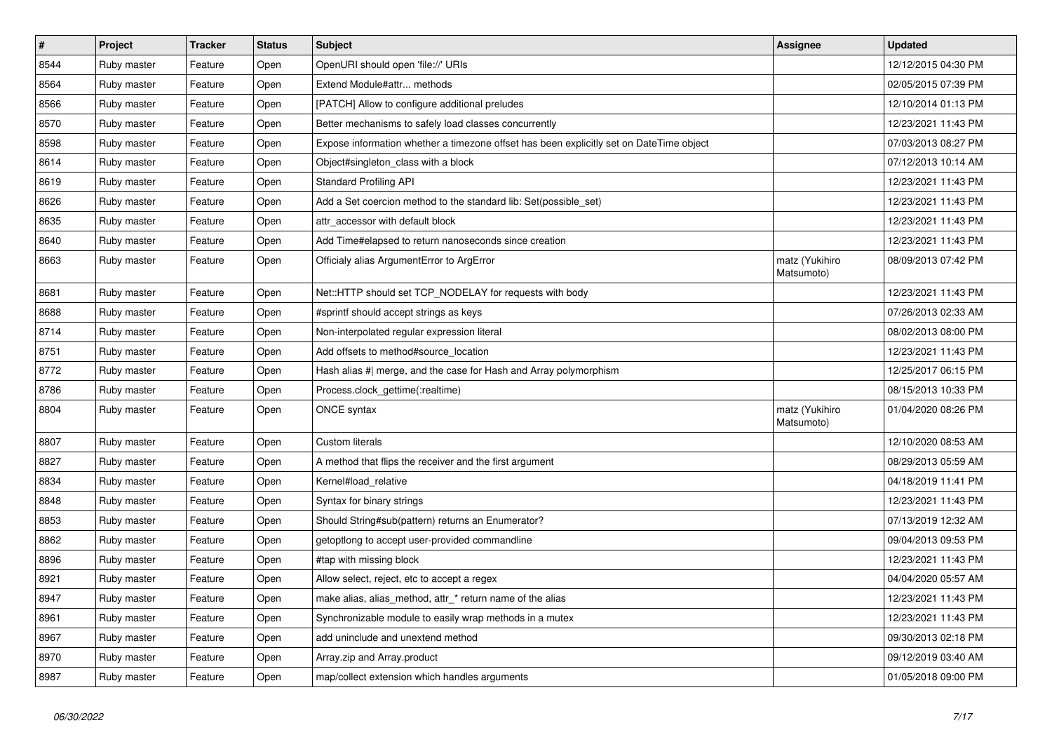| # | Project | Tracker | Status | Subject | Assignee | Updated |
|---|---|---|---|---|---|---|
| 8544 | Ruby master | Feature | Open | OpenURI should open 'file://' URIs | | 12/12/2015 04:30 PM |
| 8564 | Ruby master | Feature | Open | Extend Module#attr... methods | | 02/05/2015 07:39 PM |
| 8566 | Ruby master | Feature | Open | [PATCH] Allow to configure additional preludes | | 12/10/2014 01:13 PM |
| 8570 | Ruby master | Feature | Open | Better mechanisms to safely load classes concurrently | | 12/23/2021 11:43 PM |
| 8598 | Ruby master | Feature | Open | Expose information whether a timezone offset has been explicitly set on DateTime object | | 07/03/2013 08:27 PM |
| 8614 | Ruby master | Feature | Open | Object#singleton_class with a block | | 07/12/2013 10:14 AM |
| 8619 | Ruby master | Feature | Open | Standard Profiling API | | 12/23/2021 11:43 PM |
| 8626 | Ruby master | Feature | Open | Add a Set coercion method to the standard lib: Set(possible_set) | | 12/23/2021 11:43 PM |
| 8635 | Ruby master | Feature | Open | attr_accessor with default block | | 12/23/2021 11:43 PM |
| 8640 | Ruby master | Feature | Open | Add Time#elapsed to return nanoseconds since creation | | 12/23/2021 11:43 PM |
| 8663 | Ruby master | Feature | Open | Officialy alias ArgumentError to ArgError | matz (Yukihiro Matsumoto) | 08/09/2013 07:42 PM |
| 8681 | Ruby master | Feature | Open | Net::HTTP should set TCP_NODELAY for requests with body | | 12/23/2021 11:43 PM |
| 8688 | Ruby master | Feature | Open | #sprintf should accept strings as keys | | 07/26/2013 02:33 AM |
| 8714 | Ruby master | Feature | Open | Non-interpolated regular expression literal | | 08/02/2013 08:00 PM |
| 8751 | Ruby master | Feature | Open | Add offsets to method#source_location | | 12/23/2021 11:43 PM |
| 8772 | Ruby master | Feature | Open | Hash alias #\| merge, and the case for Hash and Array polymorphism | | 12/25/2017 06:15 PM |
| 8786 | Ruby master | Feature | Open | Process.clock_gettime(:realtime) | | 08/15/2013 10:33 PM |
| 8804 | Ruby master | Feature | Open | ONCE syntax | matz (Yukihiro Matsumoto) | 01/04/2020 08:26 PM |
| 8807 | Ruby master | Feature | Open | Custom literals | | 12/10/2020 08:53 AM |
| 8827 | Ruby master | Feature | Open | A method that flips the receiver and the first argument | | 08/29/2013 05:59 AM |
| 8834 | Ruby master | Feature | Open | Kernel#load_relative | | 04/18/2019 11:41 PM |
| 8848 | Ruby master | Feature | Open | Syntax for binary strings | | 12/23/2021 11:43 PM |
| 8853 | Ruby master | Feature | Open | Should String#sub(pattern) returns an Enumerator? | | 07/13/2019 12:32 AM |
| 8862 | Ruby master | Feature | Open | getoptlong to accept user-provided commandline | | 09/04/2013 09:53 PM |
| 8896 | Ruby master | Feature | Open | #tap with missing block | | 12/23/2021 11:43 PM |
| 8921 | Ruby master | Feature | Open | Allow select, reject, etc to accept a regex | | 04/04/2020 05:57 AM |
| 8947 | Ruby master | Feature | Open | make alias, alias_method, attr_* return name of the alias | | 12/23/2021 11:43 PM |
| 8961 | Ruby master | Feature | Open | Synchronizable module to easily wrap methods in a mutex | | 12/23/2021 11:43 PM |
| 8967 | Ruby master | Feature | Open | add uninclude and unextend method | | 09/30/2013 02:18 PM |
| 8970 | Ruby master | Feature | Open | Array.zip and Array.product | | 09/12/2019 03:40 AM |
| 8987 | Ruby master | Feature | Open | map/collect extension which handles arguments | | 01/05/2018 09:00 PM |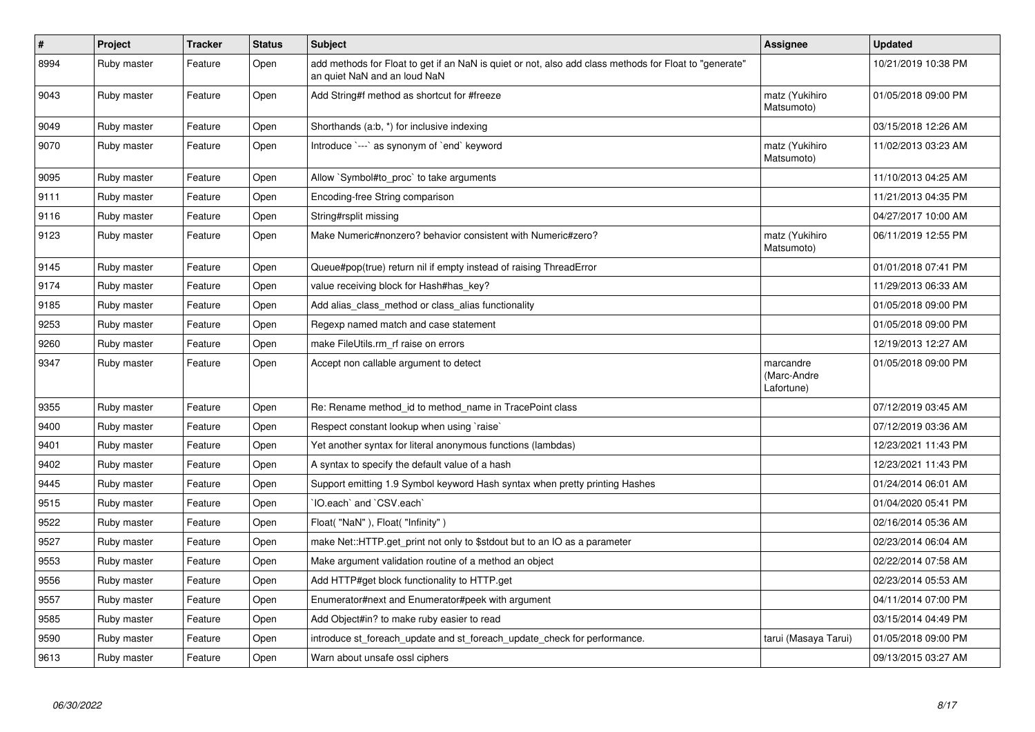| # | Project | Tracker | Status | Subject | Assignee | Updated |
|---|---|---|---|---|---|---|
| 8994 | Ruby master | Feature | Open | add methods for Float to get if an NaN is quiet or not, also add class methods for Float to "generate" an quiet NaN and an loud NaN | | 10/21/2019 10:38 PM |
| 9043 | Ruby master | Feature | Open | Add String#f method as shortcut for #freeze | matz (Yukihiro Matsumoto) | 01/05/2018 09:00 PM |
| 9049 | Ruby master | Feature | Open | Shorthands (a:b, *) for inclusive indexing | | 03/15/2018 12:26 AM |
| 9070 | Ruby master | Feature | Open | Introduce `---` as synonym of `end` keyword | matz (Yukihiro Matsumoto) | 11/02/2013 03:23 AM |
| 9095 | Ruby master | Feature | Open | Allow `Symbol#to_proc` to take arguments | | 11/10/2013 04:25 AM |
| 9111 | Ruby master | Feature | Open | Encoding-free String comparison | | 11/21/2013 04:35 PM |
| 9116 | Ruby master | Feature | Open | String#rsplit missing | | 04/27/2017 10:00 AM |
| 9123 | Ruby master | Feature | Open | Make Numeric#nonzero? behavior consistent with Numeric#zero? | matz (Yukihiro Matsumoto) | 06/11/2019 12:55 PM |
| 9145 | Ruby master | Feature | Open | Queue#pop(true) return nil if empty instead of raising ThreadError | | 01/01/2018 07:41 PM |
| 9174 | Ruby master | Feature | Open | value receiving block for Hash#has_key? | | 11/29/2013 06:33 AM |
| 9185 | Ruby master | Feature | Open | Add alias_class_method or class_alias functionality | | 01/05/2018 09:00 PM |
| 9253 | Ruby master | Feature | Open | Regexp named match and case statement | | 01/05/2018 09:00 PM |
| 9260 | Ruby master | Feature | Open | make FileUtils.rm_rf raise on errors | | 12/19/2013 12:27 AM |
| 9347 | Ruby master | Feature | Open | Accept non callable argument to detect | marcandre (Marc-Andre Lafortune) | 01/05/2018 09:00 PM |
| 9355 | Ruby master | Feature | Open | Re: Rename method_id to method_name in TracePoint class | | 07/12/2019 03:45 AM |
| 9400 | Ruby master | Feature | Open | Respect constant lookup when using `raise` | | 07/12/2019 03:36 AM |
| 9401 | Ruby master | Feature | Open | Yet another syntax for literal anonymous functions (lambdas) | | 12/23/2021 11:43 PM |
| 9402 | Ruby master | Feature | Open | A syntax to specify the default value of a hash | | 12/23/2021 11:43 PM |
| 9445 | Ruby master | Feature | Open | Support emitting 1.9 Symbol keyword Hash syntax when pretty printing Hashes | | 01/24/2014 06:01 AM |
| 9515 | Ruby master | Feature | Open | `IO.each` and `CSV.each` | | 01/04/2020 05:41 PM |
| 9522 | Ruby master | Feature | Open | Float( "NaN" ), Float( "Infinity" ) | | 02/16/2014 05:36 AM |
| 9527 | Ruby master | Feature | Open | make Net::HTTP.get_print not only to $stdout but to an IO as a parameter | | 02/23/2014 06:04 AM |
| 9553 | Ruby master | Feature | Open | Make argument validation routine of a method an object | | 02/22/2014 07:58 AM |
| 9556 | Ruby master | Feature | Open | Add HTTP#get block functionality to HTTP.get | | 02/23/2014 05:53 AM |
| 9557 | Ruby master | Feature | Open | Enumerator#next and Enumerator#peek with argument | | 04/11/2014 07:00 PM |
| 9585 | Ruby master | Feature | Open | Add Object#in? to make ruby easier to read | | 03/15/2014 04:49 PM |
| 9590 | Ruby master | Feature | Open | introduce st_foreach_update and st_foreach_update_check for performance. | tarui (Masaya Tarui) | 01/05/2018 09:00 PM |
| 9613 | Ruby master | Feature | Open | Warn about unsafe ossl ciphers | | 09/13/2015 03:27 AM |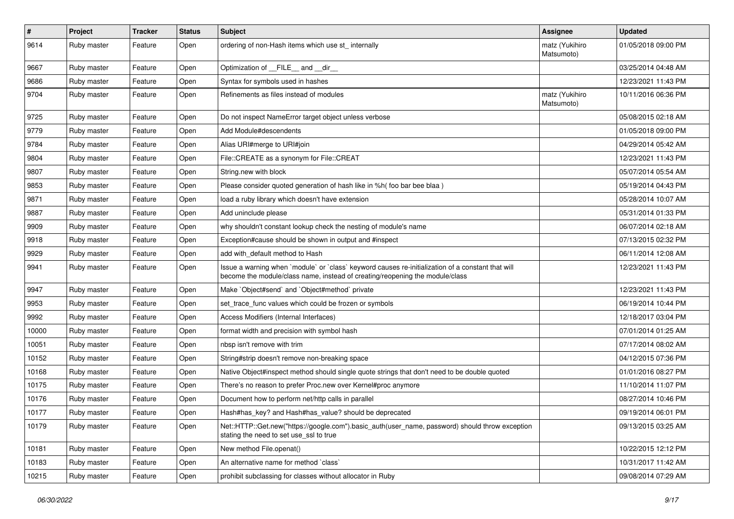| # | Project | Tracker | Status | Subject | Assignee | Updated |
| --- | --- | --- | --- | --- | --- | --- |
| 9614 | Ruby master | Feature | Open | ordering of non-Hash items which use st_ internally | matz (Yukihiro Matsumoto) | 01/05/2018 09:00 PM |
| 9667 | Ruby master | Feature | Open | Optimization of __FILE__ and __dir__ | | 03/25/2014 04:48 AM |
| 9686 | Ruby master | Feature | Open | Syntax for symbols used in hashes | | 12/23/2021 11:43 PM |
| 9704 | Ruby master | Feature | Open | Refinements as files instead of modules | matz (Yukihiro Matsumoto) | 10/11/2016 06:36 PM |
| 9725 | Ruby master | Feature | Open | Do not inspect NameError target object unless verbose | | 05/08/2015 02:18 AM |
| 9779 | Ruby master | Feature | Open | Add Module#descendents | | 01/05/2018 09:00 PM |
| 9784 | Ruby master | Feature | Open | Alias URI#merge to URI#join | | 04/29/2014 05:42 AM |
| 9804 | Ruby master | Feature | Open | File::CREATE as a synonym for File::CREAT | | 12/23/2021 11:43 PM |
| 9807 | Ruby master | Feature | Open | String.new with block | | 05/07/2014 05:54 AM |
| 9853 | Ruby master | Feature | Open | Please consider quoted generation of hash like in %h( foo bar bee blaa ) | | 05/19/2014 04:43 PM |
| 9871 | Ruby master | Feature | Open | load a ruby library which doesn't have extension | | 05/28/2014 10:07 AM |
| 9887 | Ruby master | Feature | Open | Add uninclude please | | 05/31/2014 01:33 PM |
| 9909 | Ruby master | Feature | Open | why shouldn't constant lookup check the nesting of module's name | | 06/07/2014 02:18 AM |
| 9918 | Ruby master | Feature | Open | Exception#cause should be shown in output and #inspect | | 07/13/2015 02:32 PM |
| 9929 | Ruby master | Feature | Open | add with_default method to Hash | | 06/11/2014 12:08 AM |
| 9941 | Ruby master | Feature | Open | Issue a warning when `module` or `class` keyword causes re-initialization of a constant that will become the module/class name, instead of creating/reopening the module/class | | 12/23/2021 11:43 PM |
| 9947 | Ruby master | Feature | Open | Make `Object#send` and `Object#method` private | | 12/23/2021 11:43 PM |
| 9953 | Ruby master | Feature | Open | set_trace_func values which could be frozen or symbols | | 06/19/2014 10:44 PM |
| 9992 | Ruby master | Feature | Open | Access Modifiers (Internal Interfaces) | | 12/18/2017 03:04 PM |
| 10000 | Ruby master | Feature | Open | format width and precision with symbol hash | | 07/01/2014 01:25 AM |
| 10051 | Ruby master | Feature | Open | nbsp isn't remove with trim | | 07/17/2014 08:02 AM |
| 10152 | Ruby master | Feature | Open | String#strip doesn't remove non-breaking space | | 04/12/2015 07:36 PM |
| 10168 | Ruby master | Feature | Open | Native Object#inspect method should single quote strings that don't need to be double quoted | | 01/01/2016 08:27 PM |
| 10175 | Ruby master | Feature | Open | There's no reason to prefer Proc.new over Kernel#proc anymore | | 11/10/2014 11:07 PM |
| 10176 | Ruby master | Feature | Open | Document how to perform net/http calls in parallel | | 08/27/2014 10:46 PM |
| 10177 | Ruby master | Feature | Open | Hash#has_key? and Hash#has_value? should be deprecated | | 09/19/2014 06:01 PM |
| 10179 | Ruby master | Feature | Open | Net::HTTP::Get.new("https://google.com").basic_auth(user_name, password) should throw exception stating the need to set use_ssl to true | | 09/13/2015 03:25 AM |
| 10181 | Ruby master | Feature | Open | New method File.openat() | | 10/22/2015 12:12 PM |
| 10183 | Ruby master | Feature | Open | An alternative name for method `class` | | 10/31/2017 11:42 AM |
| 10215 | Ruby master | Feature | Open | prohibit subclassing for classes without allocator in Ruby | | 09/08/2014 07:29 AM |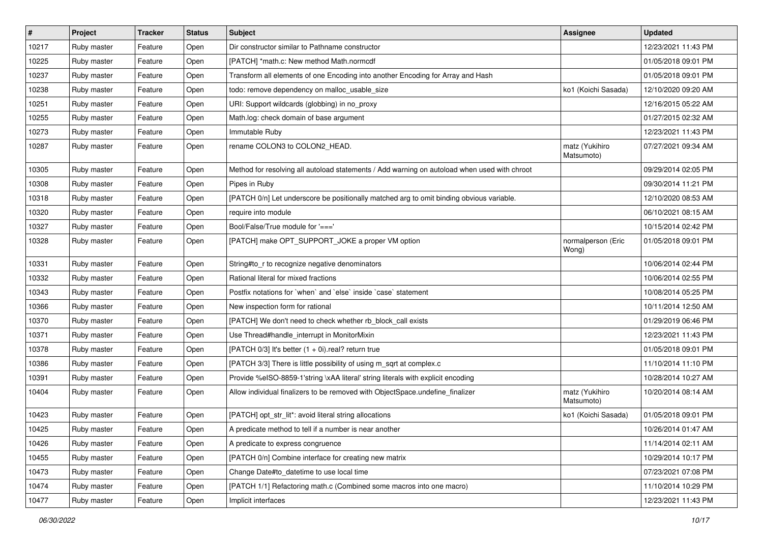| # | Project | Tracker | Status | Subject | Assignee | Updated |
|---|---|---|---|---|---|---|
| 10217 | Ruby master | Feature | Open | Dir constructor similar to Pathname constructor | | 12/23/2021 11:43 PM |
| 10225 | Ruby master | Feature | Open | [PATCH] *math.c: New method Math.normcdf | | 01/05/2018 09:01 PM |
| 10237 | Ruby master | Feature | Open | Transform all elements of one Encoding into another Encoding for Array and Hash | | 01/05/2018 09:01 PM |
| 10238 | Ruby master | Feature | Open | todo: remove dependency on malloc_usable_size | ko1 (Koichi Sasada) | 12/10/2020 09:20 AM |
| 10251 | Ruby master | Feature | Open | URI: Support wildcards (globbing) in no_proxy | | 12/16/2015 05:22 AM |
| 10255 | Ruby master | Feature | Open | Math.log: check domain of base argument | | 01/27/2015 02:32 AM |
| 10273 | Ruby master | Feature | Open | Immutable Ruby | | 12/23/2021 11:43 PM |
| 10287 | Ruby master | Feature | Open | rename COLON3 to COLON2_HEAD. | matz (Yukihiro Matsumoto) | 07/27/2021 09:34 AM |
| 10305 | Ruby master | Feature | Open | Method for resolving all autoload statements / Add warning on autoload when used with chroot | | 09/29/2014 02:05 PM |
| 10308 | Ruby master | Feature | Open | Pipes in Ruby | | 09/30/2014 11:21 PM |
| 10318 | Ruby master | Feature | Open | [PATCH 0/n] Let underscore be positionally matched arg to omit binding obvious variable. | | 12/10/2020 08:53 AM |
| 10320 | Ruby master | Feature | Open | require into module | | 06/10/2021 08:15 AM |
| 10327 | Ruby master | Feature | Open | Bool/False/True module for '===' | | 10/15/2014 02:42 PM |
| 10328 | Ruby master | Feature | Open | [PATCH] make OPT_SUPPORT_JOKE a proper VM option | normalperson (Eric Wong) | 01/05/2018 09:01 PM |
| 10331 | Ruby master | Feature | Open | String#to_r to recognize negative denominators | | 10/06/2014 02:44 PM |
| 10332 | Ruby master | Feature | Open | Rational literal for mixed fractions | | 10/06/2014 02:55 PM |
| 10343 | Ruby master | Feature | Open | Postfix notations for `when` and `else` inside `case` statement | | 10/08/2014 05:25 PM |
| 10366 | Ruby master | Feature | Open | New inspection form for rational | | 10/11/2014 12:50 AM |
| 10370 | Ruby master | Feature | Open | [PATCH] We don't need to check whether rb_block_call exists | | 01/29/2019 06:46 PM |
| 10371 | Ruby master | Feature | Open | Use Thread#handle_interrupt in MonitorMixin | | 12/23/2021 11:43 PM |
| 10378 | Ruby master | Feature | Open | [PATCH 0/3] It's better (1 + 0i).real? return true | | 01/05/2018 09:01 PM |
| 10386 | Ruby master | Feature | Open | [PATCH 3/3] There is little possibility of using m_sqrt at complex.c | | 11/10/2014 11:10 PM |
| 10391 | Ruby master | Feature | Open | Provide %eISO-8859-1'string \xAA literal' string literals with explicit encoding | | 10/28/2014 10:27 AM |
| 10404 | Ruby master | Feature | Open | Allow individual finalizers to be removed with ObjectSpace.undefine_finalizer | matz (Yukihiro Matsumoto) | 10/20/2014 08:14 AM |
| 10423 | Ruby master | Feature | Open | [PATCH] opt_str_lit*: avoid literal string allocations | ko1 (Koichi Sasada) | 01/05/2018 09:01 PM |
| 10425 | Ruby master | Feature | Open | A predicate method to tell if a number is near another | | 10/26/2014 01:47 AM |
| 10426 | Ruby master | Feature | Open | A predicate to express congruence | | 11/14/2014 02:11 AM |
| 10455 | Ruby master | Feature | Open | [PATCH 0/n] Combine interface for creating new matrix | | 10/29/2014 10:17 PM |
| 10473 | Ruby master | Feature | Open | Change Date#to_datetime to use local time | | 07/23/2021 07:08 PM |
| 10474 | Ruby master | Feature | Open | [PATCH 1/1] Refactoring math.c (Combined some macros into one macro) | | 11/10/2014 10:29 PM |
| 10477 | Ruby master | Feature | Open | Implicit interfaces | | 12/23/2021 11:43 PM |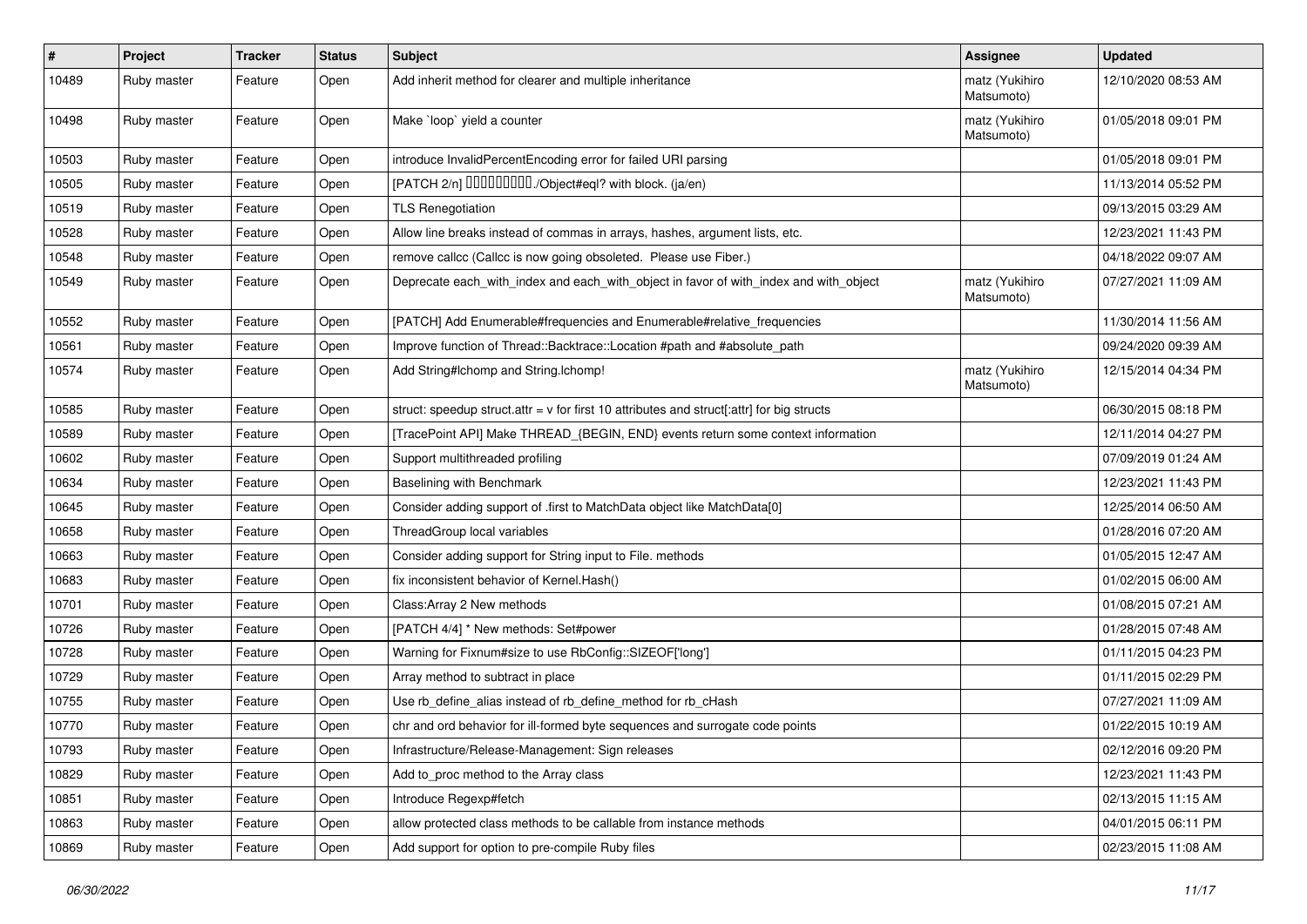| # | Project | Tracker | Status | Subject | Assignee | Updated |
|---|---|---|---|---|---|---|
| 10489 | Ruby master | Feature | Open | Add inherit method for clearer and multiple inheritance | matz (Yukihiro Matsumoto) | 12/10/2020 08:53 AM |
| 10498 | Ruby master | Feature | Open | Make `loop` yield a counter | matz (Yukihiro Matsumoto) | 01/05/2018 09:01 PM |
| 10503 | Ruby master | Feature | Open | introduce InvalidPercentEncoding error for failed URI parsing | | 01/05/2018 09:01 PM |
| 10505 | Ruby master | Feature | Open | [PATCH 2/n] 同値性のためのメソッド./Object#eql? with block. (ja/en) | | 11/13/2014 05:52 PM |
| 10519 | Ruby master | Feature | Open | TLS Renegotiation | | 09/13/2015 03:29 AM |
| 10528 | Ruby master | Feature | Open | Allow line breaks instead of commas in arrays, hashes, argument lists, etc. | | 12/23/2021 11:43 PM |
| 10548 | Ruby master | Feature | Open | remove callcc (Callcc is now going obsoleted. Please use Fiber.) | | 04/18/2022 09:07 AM |
| 10549 | Ruby master | Feature | Open | Deprecate each_with_index and each_with_object in favor of with_index and with_object | matz (Yukihiro Matsumoto) | 07/27/2021 11:09 AM |
| 10552 | Ruby master | Feature | Open | [PATCH] Add Enumerable#frequencies and Enumerable#relative_frequencies | | 11/30/2014 11:56 AM |
| 10561 | Ruby master | Feature | Open | Improve function of Thread::Backtrace::Location #path and #absolute_path | | 09/24/2020 09:39 AM |
| 10574 | Ruby master | Feature | Open | Add String#lchomp and String.lchomp! | matz (Yukihiro Matsumoto) | 12/15/2014 04:34 PM |
| 10585 | Ruby master | Feature | Open | struct: speedup struct.attr = v for first 10 attributes and struct[:attr] for big structs | | 06/30/2015 08:18 PM |
| 10589 | Ruby master | Feature | Open | [TracePoint API] Make THREAD_{BEGIN, END} events return some context information | | 12/11/2014 04:27 PM |
| 10602 | Ruby master | Feature | Open | Support multithreaded profiling | | 07/09/2019 01:24 AM |
| 10634 | Ruby master | Feature | Open | Baselining with Benchmark | | 12/23/2021 11:43 PM |
| 10645 | Ruby master | Feature | Open | Consider adding support of .first to MatchData object like MatchData[0] | | 12/25/2014 06:50 AM |
| 10658 | Ruby master | Feature | Open | ThreadGroup local variables | | 01/28/2016 07:20 AM |
| 10663 | Ruby master | Feature | Open | Consider adding support for String input to File. methods | | 01/05/2015 12:47 AM |
| 10683 | Ruby master | Feature | Open | fix inconsistent behavior of Kernel.Hash() | | 01/02/2015 06:00 AM |
| 10701 | Ruby master | Feature | Open | Class:Array 2 New methods | | 01/08/2015 07:21 AM |
| 10726 | Ruby master | Feature | Open | [PATCH 4/4] * New methods: Set#power | | 01/28/2015 07:48 AM |
| 10728 | Ruby master | Feature | Open | Warning for Fixnum#size to use RbConfig::SIZEOF['long'] | | 01/11/2015 04:23 PM |
| 10729 | Ruby master | Feature | Open | Array method to subtract in place | | 01/11/2015 02:29 PM |
| 10755 | Ruby master | Feature | Open | Use rb_define_alias instead of rb_define_method for rb_cHash | | 07/27/2021 11:09 AM |
| 10770 | Ruby master | Feature | Open | chr and ord behavior for ill-formed byte sequences and surrogate code points | | 01/22/2015 10:19 AM |
| 10793 | Ruby master | Feature | Open | Infrastructure/Release-Management: Sign releases | | 02/12/2016 09:20 PM |
| 10829 | Ruby master | Feature | Open | Add to_proc method to the Array class | | 12/23/2021 11:43 PM |
| 10851 | Ruby master | Feature | Open | Introduce Regexp#fetch | | 02/13/2015 11:15 AM |
| 10863 | Ruby master | Feature | Open | allow protected class methods to be callable from instance methods | | 04/01/2015 06:11 PM |
| 10869 | Ruby master | Feature | Open | Add support for option to pre-compile Ruby files | | 02/23/2015 11:08 AM |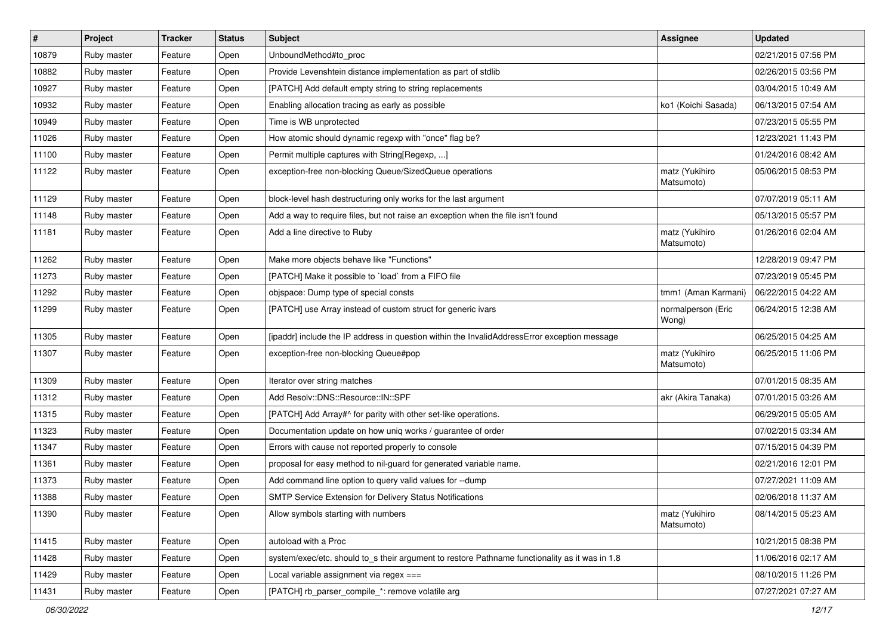| # | Project | Tracker | Status | Subject | Assignee | Updated |
|---|---|---|---|---|---|---|
| 10879 | Ruby master | Feature | Open | UnboundMethod#to_proc | | 02/21/2015 07:56 PM |
| 10882 | Ruby master | Feature | Open | Provide Levenshtein distance implementation as part of stdlib | | 02/26/2015 03:56 PM |
| 10927 | Ruby master | Feature | Open | [PATCH] Add default empty string to string replacements | | 03/04/2015 10:49 AM |
| 10932 | Ruby master | Feature | Open | Enabling allocation tracing as early as possible | ko1 (Koichi Sasada) | 06/13/2015 07:54 AM |
| 10949 | Ruby master | Feature | Open | Time is WB unprotected | | 07/23/2015 05:55 PM |
| 11026 | Ruby master | Feature | Open | How atomic should dynamic regexp with "once" flag be? | | 12/23/2021 11:43 PM |
| 11100 | Ruby master | Feature | Open | Permit multiple captures with String[Regexp, ...] | | 01/24/2016 08:42 AM |
| 11122 | Ruby master | Feature | Open | exception-free non-blocking Queue/SizedQueue operations | matz (Yukihiro Matsumoto) | 05/06/2015 08:53 PM |
| 11129 | Ruby master | Feature | Open | block-level hash destructuring only works for the last argument | | 07/07/2019 05:11 AM |
| 11148 | Ruby master | Feature | Open | Add a way to require files, but not raise an exception when the file isn't found | | 05/13/2015 05:57 PM |
| 11181 | Ruby master | Feature | Open | Add a line directive to Ruby | matz (Yukihiro Matsumoto) | 01/26/2016 02:04 AM |
| 11262 | Ruby master | Feature | Open | Make more objects behave like "Functions" | | 12/28/2019 09:47 PM |
| 11273 | Ruby master | Feature | Open | [PATCH] Make it possible to `load` from a FIFO file | | 07/23/2019 05:45 PM |
| 11292 | Ruby master | Feature | Open | objspace: Dump type of special consts | tmm1 (Aman Karmani) | 06/22/2015 04:22 AM |
| 11299 | Ruby master | Feature | Open | [PATCH] use Array instead of custom struct for generic ivars | normalperson (Eric Wong) | 06/24/2015 12:38 AM |
| 11305 | Ruby master | Feature | Open | [ipaddr] include the IP address in question within the InvalidAddressError exception message | | 06/25/2015 04:25 AM |
| 11307 | Ruby master | Feature | Open | exception-free non-blocking Queue#pop | matz (Yukihiro Matsumoto) | 06/25/2015 11:06 PM |
| 11309 | Ruby master | Feature | Open | Iterator over string matches | | 07/01/2015 08:35 AM |
| 11312 | Ruby master | Feature | Open | Add Resolv::DNS::Resource::IN::SPF | akr (Akira Tanaka) | 07/01/2015 03:26 AM |
| 11315 | Ruby master | Feature | Open | [PATCH] Add Array#^ for parity with other set-like operations. | | 06/29/2015 05:05 AM |
| 11323 | Ruby master | Feature | Open | Documentation update on how uniq works / guarantee of order | | 07/02/2015 03:34 AM |
| 11347 | Ruby master | Feature | Open | Errors with cause not reported properly to console | | 07/15/2015 04:39 PM |
| 11361 | Ruby master | Feature | Open | proposal for easy method to nil-guard for generated variable name. | | 02/21/2016 12:01 PM |
| 11373 | Ruby master | Feature | Open | Add command line option to query valid values for --dump | | 07/27/2021 11:09 AM |
| 11388 | Ruby master | Feature | Open | SMTP Service Extension for Delivery Status Notifications | | 02/06/2018 11:37 AM |
| 11390 | Ruby master | Feature | Open | Allow symbols starting with numbers | matz (Yukihiro Matsumoto) | 08/14/2015 05:23 AM |
| 11415 | Ruby master | Feature | Open | autoload with a Proc | | 10/21/2015 08:38 PM |
| 11428 | Ruby master | Feature | Open | system/exec/etc. should to_s their argument to restore Pathname functionality as it was in 1.8 | | 11/06/2016 02:17 AM |
| 11429 | Ruby master | Feature | Open | Local variable assignment via regex === | | 08/10/2015 11:26 PM |
| 11431 | Ruby master | Feature | Open | [PATCH] rb_parser_compile_*: remove volatile arg | | 07/27/2021 07:27 AM |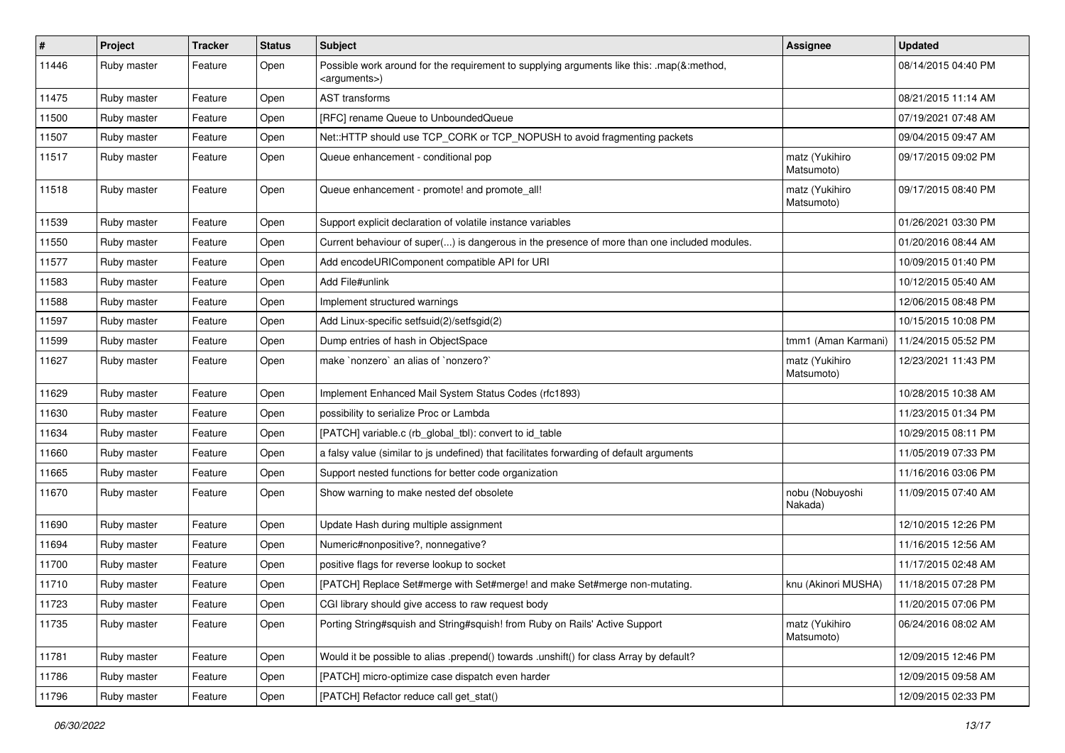| # | Project | Tracker | Status | Subject | Assignee | Updated |
| --- | --- | --- | --- | --- | --- | --- |
| 11446 | Ruby master | Feature | Open | Possible work around for the requirement to supplying arguments like this: .map(&:method, <arguments>) | | 08/14/2015 04:40 PM |
| 11475 | Ruby master | Feature | Open | AST transforms | | 08/21/2015 11:14 AM |
| 11500 | Ruby master | Feature | Open | [RFC] rename Queue to UnboundedQueue | | 07/19/2021 07:48 AM |
| 11507 | Ruby master | Feature | Open | Net::HTTP should use TCP_CORK or TCP_NOPUSH to avoid fragmenting packets | | 09/04/2015 09:47 AM |
| 11517 | Ruby master | Feature | Open | Queue enhancement - conditional pop | matz (Yukihiro Matsumoto) | 09/17/2015 09:02 PM |
| 11518 | Ruby master | Feature | Open | Queue enhancement - promote! and promote_all! | matz (Yukihiro Matsumoto) | 09/17/2015 08:40 PM |
| 11539 | Ruby master | Feature | Open | Support explicit declaration of volatile instance variables | | 01/26/2021 03:30 PM |
| 11550 | Ruby master | Feature | Open | Current behaviour of super(...) is dangerous in the presence of more than one included modules. | | 01/20/2016 08:44 AM |
| 11577 | Ruby master | Feature | Open | Add encodeURIComponent compatible API for URI | | 10/09/2015 01:40 PM |
| 11583 | Ruby master | Feature | Open | Add File#unlink | | 10/12/2015 05:40 AM |
| 11588 | Ruby master | Feature | Open | Implement structured warnings | | 12/06/2015 08:48 PM |
| 11597 | Ruby master | Feature | Open | Add Linux-specific setfsuid(2)/setfsgid(2) | | 10/15/2015 10:08 PM |
| 11599 | Ruby master | Feature | Open | Dump entries of hash in ObjectSpace | tmm1 (Aman Karmani) | 11/24/2015 05:52 PM |
| 11627 | Ruby master | Feature | Open | make `nonzero` an alias of `nonzero?` | matz (Yukihiro Matsumoto) | 12/23/2021 11:43 PM |
| 11629 | Ruby master | Feature | Open | Implement Enhanced Mail System Status Codes (rfc1893) | | 10/28/2015 10:38 AM |
| 11630 | Ruby master | Feature | Open | possibility to serialize Proc or Lambda | | 11/23/2015 01:34 PM |
| 11634 | Ruby master | Feature | Open | [PATCH] variable.c (rb_global_tbl): convert to id_table | | 10/29/2015 08:11 PM |
| 11660 | Ruby master | Feature | Open | a falsy value (similar to js undefined) that facilitates forwarding of default arguments | | 11/05/2019 07:33 PM |
| 11665 | Ruby master | Feature | Open | Support nested functions for better code organization | | 11/16/2016 03:06 PM |
| 11670 | Ruby master | Feature | Open | Show warning to make nested def obsolete | nobu (Nobuyoshi Nakada) | 11/09/2015 07:40 AM |
| 11690 | Ruby master | Feature | Open | Update Hash during multiple assignment | | 12/10/2015 12:26 PM |
| 11694 | Ruby master | Feature | Open | Numeric#nonpositive?, nonnegative? | | 11/16/2015 12:56 AM |
| 11700 | Ruby master | Feature | Open | positive flags for reverse lookup to socket | | 11/17/2015 02:48 AM |
| 11710 | Ruby master | Feature | Open | [PATCH] Replace Set#merge with Set#merge! and make Set#merge non-mutating. | knu (Akinori MUSHA) | 11/18/2015 07:28 PM |
| 11723 | Ruby master | Feature | Open | CGI library should give access to raw request body | | 11/20/2015 07:06 PM |
| 11735 | Ruby master | Feature | Open | Porting String#squish and String#squish! from Ruby on Rails' Active Support | matz (Yukihiro Matsumoto) | 06/24/2016 08:02 AM |
| 11781 | Ruby master | Feature | Open | Would it be possible to alias .prepend() towards .unshift() for class Array by default? | | 12/09/2015 12:46 PM |
| 11786 | Ruby master | Feature | Open | [PATCH] micro-optimize case dispatch even harder | | 12/09/2015 09:58 AM |
| 11796 | Ruby master | Feature | Open | [PATCH] Refactor reduce call get_stat() | | 12/09/2015 02:33 PM |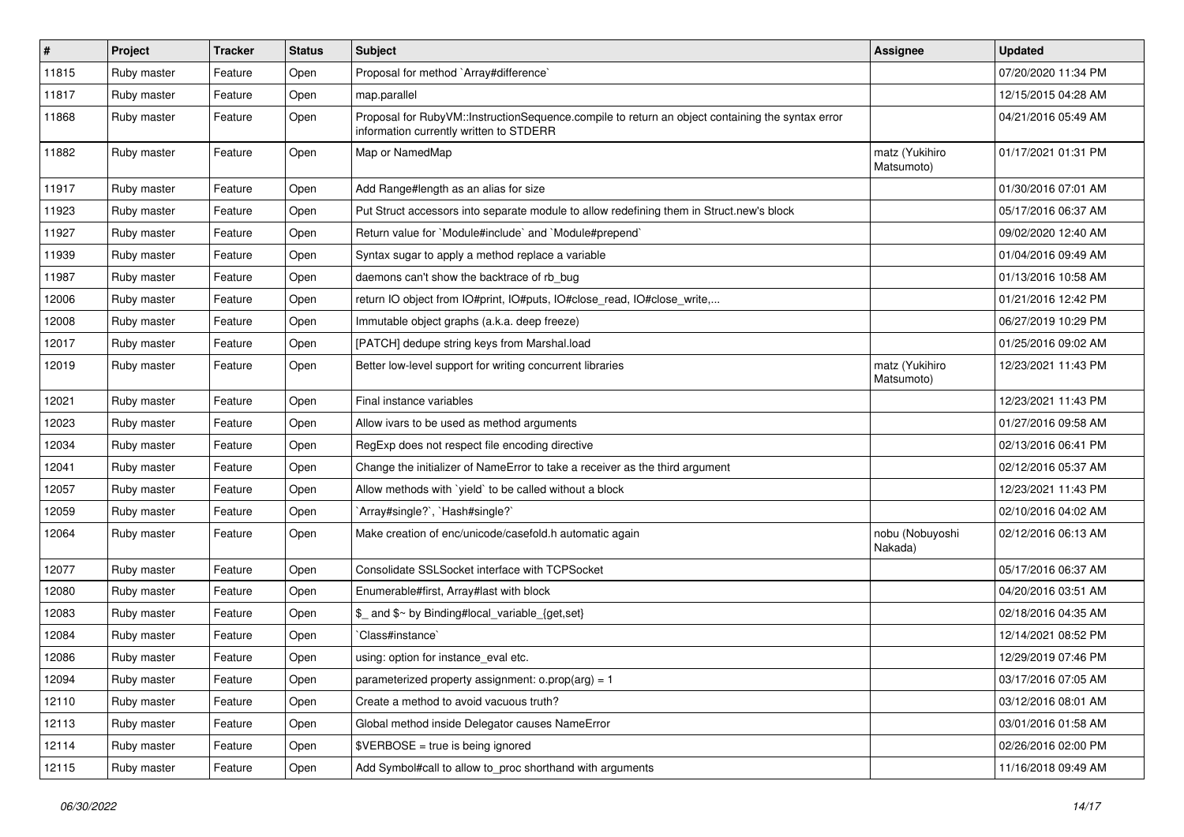| # | Project | Tracker | Status | Subject | Assignee | Updated |
| --- | --- | --- | --- | --- | --- | --- |
| 11815 | Ruby master | Feature | Open | Proposal for method `Array#difference` | | 07/20/2020 11:34 PM |
| 11817 | Ruby master | Feature | Open | map.parallel | | 12/15/2015 04:28 AM |
| 11868 | Ruby master | Feature | Open | Proposal for RubyVM::InstructionSequence.compile to return an object containing the syntax error information currently written to STDERR | | 04/21/2016 05:49 AM |
| 11882 | Ruby master | Feature | Open | Map or NamedMap | matz (Yukihiro Matsumoto) | 01/17/2021 01:31 PM |
| 11917 | Ruby master | Feature | Open | Add Range#length as an alias for size | | 01/30/2016 07:01 AM |
| 11923 | Ruby master | Feature | Open | Put Struct accessors into separate module to allow redefining them in Struct.new's block | | 05/17/2016 06:37 AM |
| 11927 | Ruby master | Feature | Open | Return value for `Module#include` and `Module#prepend` | | 09/02/2020 12:40 AM |
| 11939 | Ruby master | Feature | Open | Syntax sugar to apply a method replace a variable | | 01/04/2016 09:49 AM |
| 11987 | Ruby master | Feature | Open | daemons can't show the backtrace of rb_bug | | 01/13/2016 10:58 AM |
| 12006 | Ruby master | Feature | Open | return IO object from IO#print, IO#puts, IO#close_read, IO#close_write,... | | 01/21/2016 12:42 PM |
| 12008 | Ruby master | Feature | Open | Immutable object graphs (a.k.a. deep freeze) | | 06/27/2019 10:29 PM |
| 12017 | Ruby master | Feature | Open | [PATCH] dedupe string keys from Marshal.load | | 01/25/2016 09:02 AM |
| 12019 | Ruby master | Feature | Open | Better low-level support for writing concurrent libraries | matz (Yukihiro Matsumoto) | 12/23/2021 11:43 PM |
| 12021 | Ruby master | Feature | Open | Final instance variables | | 12/23/2021 11:43 PM |
| 12023 | Ruby master | Feature | Open | Allow ivars to be used as method arguments | | 01/27/2016 09:58 AM |
| 12034 | Ruby master | Feature | Open | RegExp does not respect file encoding directive | | 02/13/2016 06:41 PM |
| 12041 | Ruby master | Feature | Open | Change the initializer of NameError to take a receiver as the third argument | | 02/12/2016 05:37 AM |
| 12057 | Ruby master | Feature | Open | Allow methods with `yield` to be called without a block | | 12/23/2021 11:43 PM |
| 12059 | Ruby master | Feature | Open | `Array#single?`, `Hash#single?` | | 02/10/2016 04:02 AM |
| 12064 | Ruby master | Feature | Open | Make creation of enc/unicode/casefold.h automatic again | nobu (Nobuyoshi Nakada) | 02/12/2016 06:13 AM |
| 12077 | Ruby master | Feature | Open | Consolidate SSLSocket interface with TCPSocket | | 05/17/2016 06:37 AM |
| 12080 | Ruby master | Feature | Open | Enumerable#first, Array#last with block | | 04/20/2016 03:51 AM |
| 12083 | Ruby master | Feature | Open | $_ and $~ by Binding#local_variable_{get,set} | | 02/18/2016 04:35 AM |
| 12084 | Ruby master | Feature | Open | `Class#instance` | | 12/14/2021 08:52 PM |
| 12086 | Ruby master | Feature | Open | using: option for instance_eval etc. | | 12/29/2019 07:46 PM |
| 12094 | Ruby master | Feature | Open | parameterized property assignment: o.prop(arg) = 1 | | 03/17/2016 07:05 AM |
| 12110 | Ruby master | Feature | Open | Create a method to avoid vacuous truth? | | 03/12/2016 08:01 AM |
| 12113 | Ruby master | Feature | Open | Global method inside Delegator causes NameError | | 03/01/2016 01:58 AM |
| 12114 | Ruby master | Feature | Open | $VERBOSE = true is being ignored | | 02/26/2016 02:00 PM |
| 12115 | Ruby master | Feature | Open | Add Symbol#call to allow to_proc shorthand with arguments | | 11/16/2018 09:49 AM |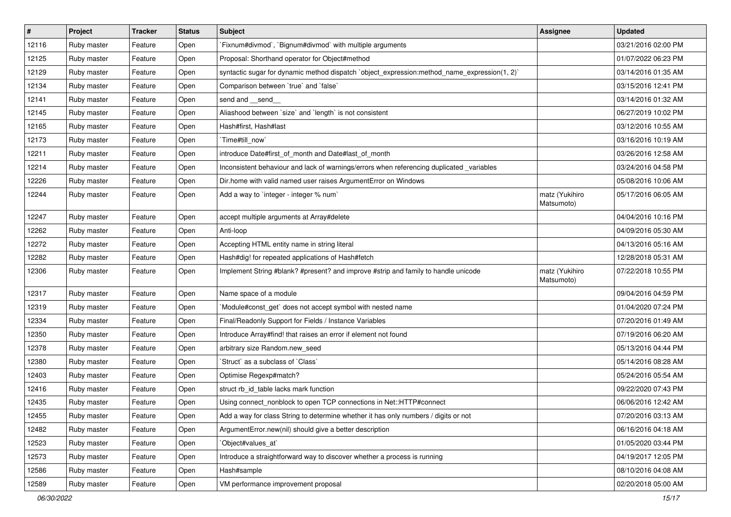| # | Project | Tracker | Status | Subject | Assignee | Updated |
|---|---|---|---|---|---|---|
| 12116 | Ruby master | Feature | Open | `Fixnum#divmod`, `Bignum#divmod` with multiple arguments |  | 03/21/2016 02:00 PM |
| 12125 | Ruby master | Feature | Open | Proposal: Shorthand operator for Object#method |  | 01/07/2022 06:23 PM |
| 12129 | Ruby master | Feature | Open | syntactic sugar for dynamic method dispatch `object_expression:method_name_expression(1, 2)` |  | 03/14/2016 01:35 AM |
| 12134 | Ruby master | Feature | Open | Comparison between `true` and `false` |  | 03/15/2016 12:41 PM |
| 12141 | Ruby master | Feature | Open | send and __send__ |  | 03/14/2016 01:32 AM |
| 12145 | Ruby master | Feature | Open | Aliashood between `size` and `length` is not consistent |  | 06/27/2019 10:02 PM |
| 12165 | Ruby master | Feature | Open | Hash#first, Hash#last |  | 03/12/2016 10:55 AM |
| 12173 | Ruby master | Feature | Open | `Time#till_now` |  | 03/16/2016 10:19 AM |
| 12211 | Ruby master | Feature | Open | introduce Date#first_of_month and Date#last_of_month |  | 03/26/2016 12:58 AM |
| 12214 | Ruby master | Feature | Open | Inconsistent behaviour and lack of warnings/errors when referencing duplicated _variables |  | 03/24/2016 04:58 PM |
| 12226 | Ruby master | Feature | Open | Dir.home with valid named user raises ArgumentError on Windows |  | 05/08/2016 10:06 AM |
| 12244 | Ruby master | Feature | Open | Add a way to `integer - integer % num` | matz (Yukihiro Matsumoto) | 05/17/2016 06:05 AM |
| 12247 | Ruby master | Feature | Open | accept multiple arguments at Array#delete |  | 04/04/2016 10:16 PM |
| 12262 | Ruby master | Feature | Open | Anti-loop |  | 04/09/2016 05:30 AM |
| 12272 | Ruby master | Feature | Open | Accepting HTML entity name in string literal |  | 04/13/2016 05:16 AM |
| 12282 | Ruby master | Feature | Open | Hash#dig! for repeated applications of Hash#fetch |  | 12/28/2018 05:31 AM |
| 12306 | Ruby master | Feature | Open | Implement String #blank? #present? and improve #strip and family to handle unicode | matz (Yukihiro Matsumoto) | 07/22/2018 10:55 PM |
| 12317 | Ruby master | Feature | Open | Name space of a module |  | 09/04/2016 04:59 PM |
| 12319 | Ruby master | Feature | Open | `Module#const_get` does not accept symbol with nested name |  | 01/04/2020 07:24 PM |
| 12334 | Ruby master | Feature | Open | Final/Readonly Support for Fields / Instance Variables |  | 07/20/2016 01:49 AM |
| 12350 | Ruby master | Feature | Open | Introduce Array#find! that raises an error if element not found |  | 07/19/2016 06:20 AM |
| 12378 | Ruby master | Feature | Open | arbitrary size Random.new_seed |  | 05/13/2016 04:44 PM |
| 12380 | Ruby master | Feature | Open | `Struct` as a subclass of `Class` |  | 05/14/2016 08:28 AM |
| 12403 | Ruby master | Feature | Open | Optimise Regexp#match? |  | 05/24/2016 05:54 AM |
| 12416 | Ruby master | Feature | Open | struct rb_id_table lacks mark function |  | 09/22/2020 07:43 PM |
| 12435 | Ruby master | Feature | Open | Using connect_nonblock to open TCP connections in Net::HTTP#connect |  | 06/06/2016 12:42 AM |
| 12455 | Ruby master | Feature | Open | Add a way for class String to determine whether it has only numbers / digits or not |  | 07/20/2016 03:13 AM |
| 12482 | Ruby master | Feature | Open | ArgumentError.new(nil) should give a better description |  | 06/16/2016 04:18 AM |
| 12523 | Ruby master | Feature | Open | `Object#values_at` |  | 01/05/2020 03:44 PM |
| 12573 | Ruby master | Feature | Open | Introduce a straightforward way to discover whether a process is running |  | 04/19/2017 12:05 PM |
| 12586 | Ruby master | Feature | Open | Hash#sample |  | 08/10/2016 04:08 AM |
| 12589 | Ruby master | Feature | Open | VM performance improvement proposal |  | 02/20/2018 05:00 AM |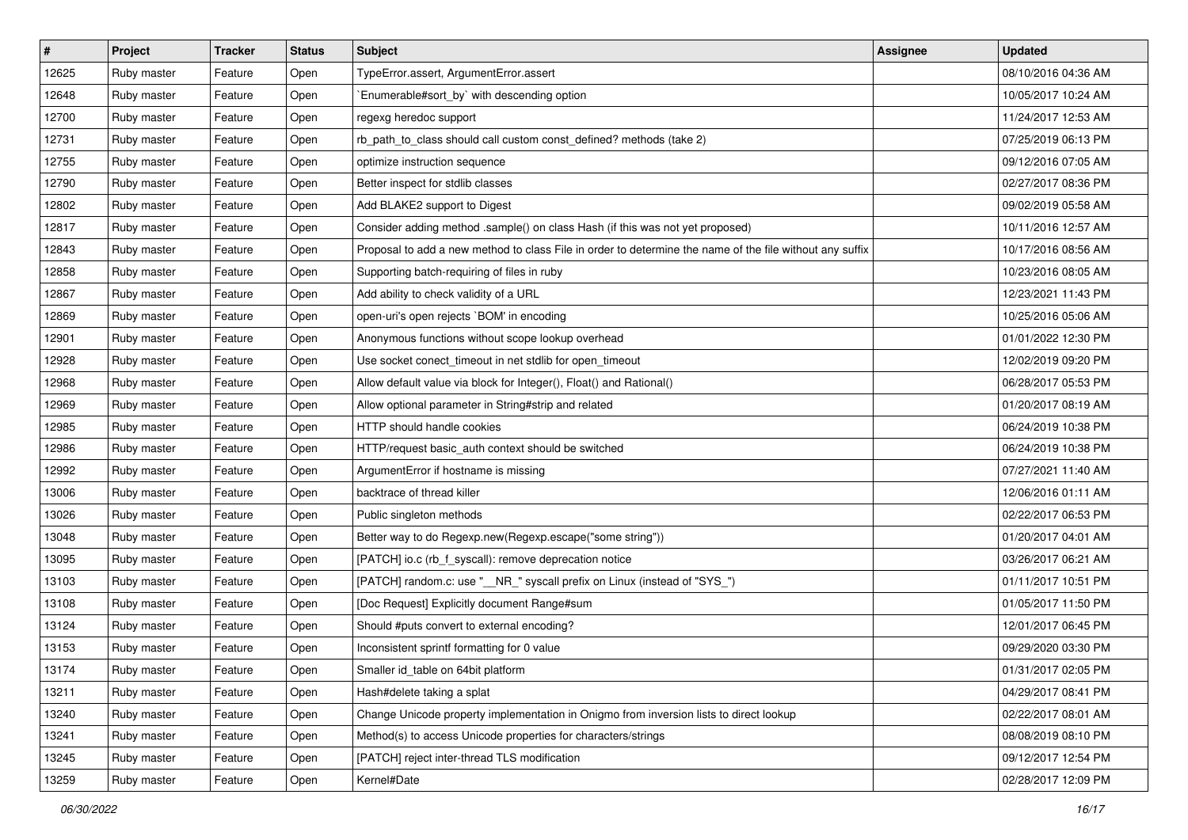| # | Project | Tracker | Status | Subject | Assignee | Updated |
|---|---|---|---|---|---|---|
| 12625 | Ruby master | Feature | Open | TypeError.assert, ArgumentError.assert | | 08/10/2016 04:36 AM |
| 12648 | Ruby master | Feature | Open | `Enumerable#sort_by` with descending option | | 10/05/2017 10:24 AM |
| 12700 | Ruby master | Feature | Open | regexg heredoc support | | 11/24/2017 12:53 AM |
| 12731 | Ruby master | Feature | Open | rb_path_to_class should call custom const_defined? methods (take 2) | | 07/25/2019 06:13 PM |
| 12755 | Ruby master | Feature | Open | optimize instruction sequence | | 09/12/2016 07:05 AM |
| 12790 | Ruby master | Feature | Open | Better inspect for stdlib classes | | 02/27/2017 08:36 PM |
| 12802 | Ruby master | Feature | Open | Add BLAKE2 support to Digest | | 09/02/2019 05:58 AM |
| 12817 | Ruby master | Feature | Open | Consider adding method .sample() on class Hash (if this was not yet proposed) | | 10/11/2016 12:57 AM |
| 12843 | Ruby master | Feature | Open | Proposal to add a new method to class File in order to determine the name of the file without any suffix | | 10/17/2016 08:56 AM |
| 12858 | Ruby master | Feature | Open | Supporting batch-requiring of files in ruby | | 10/23/2016 08:05 AM |
| 12867 | Ruby master | Feature | Open | Add ability to check validity of a URL | | 12/23/2021 11:43 PM |
| 12869 | Ruby master | Feature | Open | open-uri's open rejects `BOM' in encoding | | 10/25/2016 05:06 AM |
| 12901 | Ruby master | Feature | Open | Anonymous functions without scope lookup overhead | | 01/01/2022 12:30 PM |
| 12928 | Ruby master | Feature | Open | Use socket conect_timeout in net stdlib for open_timeout | | 12/02/2019 09:20 PM |
| 12968 | Ruby master | Feature | Open | Allow default value via block for Integer(), Float() and Rational() | | 06/28/2017 05:53 PM |
| 12969 | Ruby master | Feature | Open | Allow optional parameter in String#strip and related | | 01/20/2017 08:19 AM |
| 12985 | Ruby master | Feature | Open | HTTP should handle cookies | | 06/24/2019 10:38 PM |
| 12986 | Ruby master | Feature | Open | HTTP/request basic_auth context should be switched | | 06/24/2019 10:38 PM |
| 12992 | Ruby master | Feature | Open | ArgumentError if hostname is missing | | 07/27/2021 11:40 AM |
| 13006 | Ruby master | Feature | Open | backtrace of thread killer | | 12/06/2016 01:11 AM |
| 13026 | Ruby master | Feature | Open | Public singleton methods | | 02/22/2017 06:53 PM |
| 13048 | Ruby master | Feature | Open | Better way to do Regexp.new(Regexp.escape("some string")) | | 01/20/2017 04:01 AM |
| 13095 | Ruby master | Feature | Open | [PATCH] io.c (rb_f_syscall): remove deprecation notice | | 03/26/2017 06:21 AM |
| 13103 | Ruby master | Feature | Open | [PATCH] random.c: use "__NR_" syscall prefix on Linux (instead of "SYS_") | | 01/11/2017 10:51 PM |
| 13108 | Ruby master | Feature | Open | [Doc Request] Explicitly document Range#sum | | 01/05/2017 11:50 PM |
| 13124 | Ruby master | Feature | Open | Should #puts convert to external encoding? | | 12/01/2017 06:45 PM |
| 13153 | Ruby master | Feature | Open | Inconsistent sprintf formatting for 0 value | | 09/29/2020 03:30 PM |
| 13174 | Ruby master | Feature | Open | Smaller id_table on 64bit platform | | 01/31/2017 02:05 PM |
| 13211 | Ruby master | Feature | Open | Hash#delete taking a splat | | 04/29/2017 08:41 PM |
| 13240 | Ruby master | Feature | Open | Change Unicode property implementation in Onigmo from inversion lists to direct lookup | | 02/22/2017 08:01 AM |
| 13241 | Ruby master | Feature | Open | Method(s) to access Unicode properties for characters/strings | | 08/08/2019 08:10 PM |
| 13245 | Ruby master | Feature | Open | [PATCH] reject inter-thread TLS modification | | 09/12/2017 12:54 PM |
| 13259 | Ruby master | Feature | Open | Kernel#Date | | 02/28/2017 12:09 PM |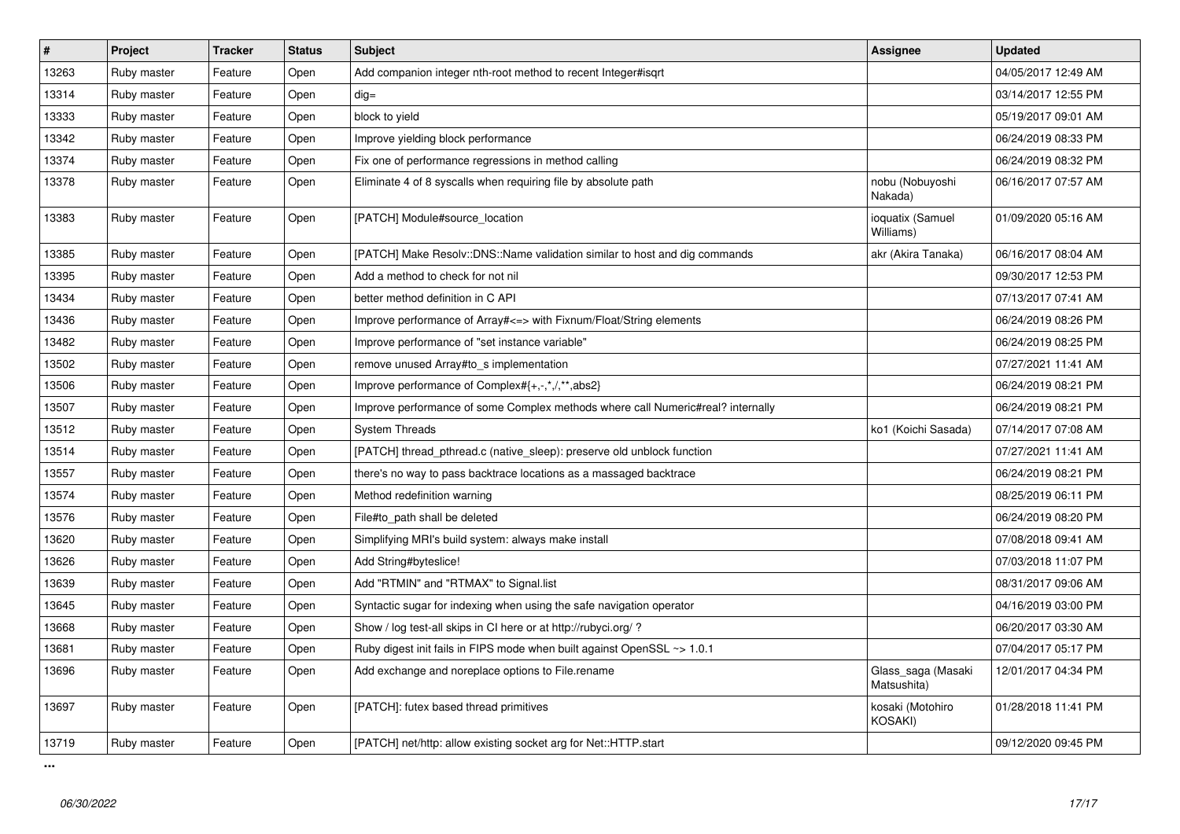| # | Project | Tracker | Status | Subject | Assignee | Updated |
|---|---|---|---|---|---|---|
| 13263 | Ruby master | Feature | Open | Add companion integer nth-root method to recent Integer#isqrt | | 04/05/2017 12:49 AM |
| 13314 | Ruby master | Feature | Open | dig= | | 03/14/2017 12:55 PM |
| 13333 | Ruby master | Feature | Open | block to yield | | 05/19/2017 09:01 AM |
| 13342 | Ruby master | Feature | Open | Improve yielding block performance | | 06/24/2019 08:33 PM |
| 13374 | Ruby master | Feature | Open | Fix one of performance regressions in method calling | | 06/24/2019 08:32 PM |
| 13378 | Ruby master | Feature | Open | Eliminate 4 of 8 syscalls when requiring file by absolute path | nobu (Nobuyoshi Nakada) | 06/16/2017 07:57 AM |
| 13383 | Ruby master | Feature | Open | [PATCH] Module#source_location | ioquatix (Samuel Williams) | 01/09/2020 05:16 AM |
| 13385 | Ruby master | Feature | Open | [PATCH] Make Resolv::DNS::Name validation similar to host and dig commands | akr (Akira Tanaka) | 06/16/2017 08:04 AM |
| 13395 | Ruby master | Feature | Open | Add a method to check for not nil | | 09/30/2017 12:53 PM |
| 13434 | Ruby master | Feature | Open | better method definition in C API | | 07/13/2017 07:41 AM |
| 13436 | Ruby master | Feature | Open | Improve performance of Array#<=> with Fixnum/Float/String elements | | 06/24/2019 08:26 PM |
| 13482 | Ruby master | Feature | Open | Improve performance of "set instance variable" | | 06/24/2019 08:25 PM |
| 13502 | Ruby master | Feature | Open | remove unused Array#to_s implementation | | 07/27/2021 11:41 AM |
| 13506 | Ruby master | Feature | Open | Improve performance of Complex#{+,-,*,/,**,abs2} | | 06/24/2019 08:21 PM |
| 13507 | Ruby master | Feature | Open | Improve performance of some Complex methods where call Numeric#real? internally | | 06/24/2019 08:21 PM |
| 13512 | Ruby master | Feature | Open | System Threads | ko1 (Koichi Sasada) | 07/14/2017 07:08 AM |
| 13514 | Ruby master | Feature | Open | [PATCH] thread_pthread.c (native_sleep): preserve old unblock function | | 07/27/2021 11:41 AM |
| 13557 | Ruby master | Feature | Open | there's no way to pass backtrace locations as a massaged backtrace | | 06/24/2019 08:21 PM |
| 13574 | Ruby master | Feature | Open | Method redefinition warning | | 08/25/2019 06:11 PM |
| 13576 | Ruby master | Feature | Open | File#to_path shall be deleted | | 06/24/2019 08:20 PM |
| 13620 | Ruby master | Feature | Open | Simplifying MRI's build system: always make install | | 07/08/2018 09:41 AM |
| 13626 | Ruby master | Feature | Open | Add String#byteslice! | | 07/03/2018 11:07 PM |
| 13639 | Ruby master | Feature | Open | Add "RTMIN" and "RTMAX" to Signal.list | | 08/31/2017 09:06 AM |
| 13645 | Ruby master | Feature | Open | Syntactic sugar for indexing when using the safe navigation operator | | 04/16/2019 03:00 PM |
| 13668 | Ruby master | Feature | Open | Show / log test-all skips in CI here or at http://rubyci.org/ ? | | 06/20/2017 03:30 AM |
| 13681 | Ruby master | Feature | Open | Ruby digest init fails in FIPS mode when built against OpenSSL ~> 1.0.1 | | 07/04/2017 05:17 PM |
| 13696 | Ruby master | Feature | Open | Add exchange and noreplace options to File.rename | Glass_saga (Masaki Matsushita) | 12/01/2017 04:34 PM |
| 13697 | Ruby master | Feature | Open | [PATCH]: futex based thread primitives | kosaki (Motohiro KOSAKI) | 01/28/2018 11:41 PM |
| 13719 | Ruby master | Feature | Open | [PATCH] net/http: allow existing socket arg for Net::HTTP.start | | 09/12/2020 09:45 PM |

...